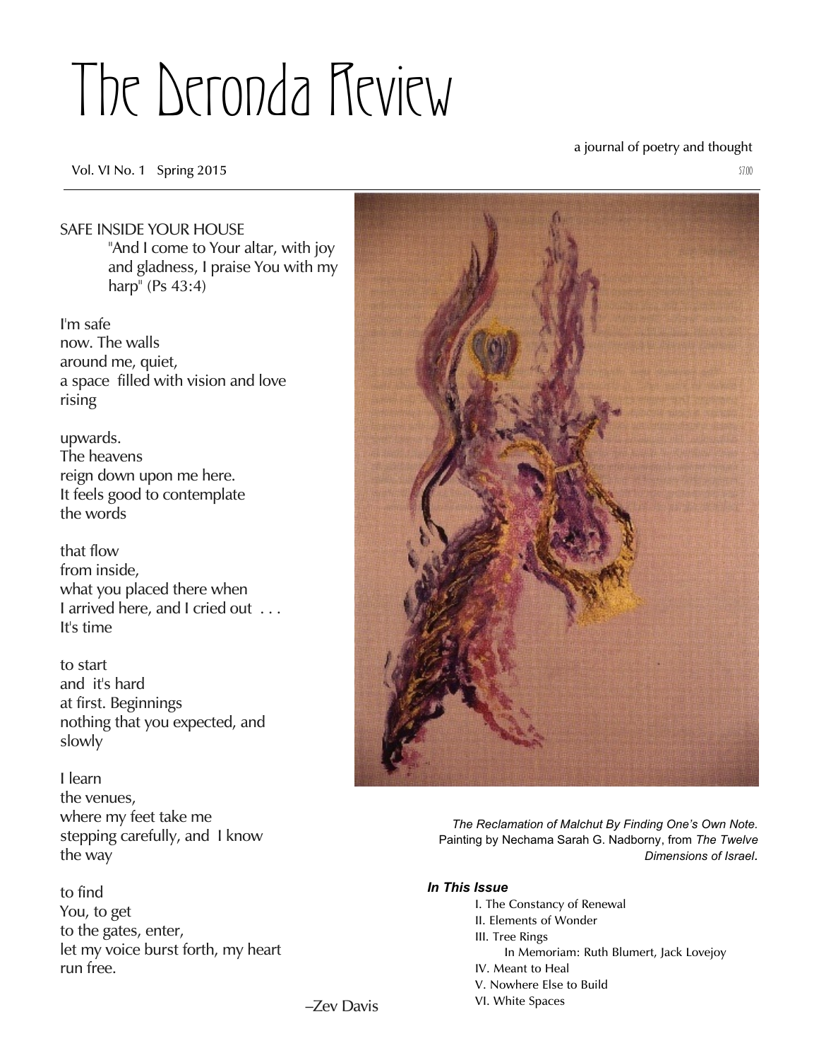# The Deronda Review

a journal of poetry and thought

Vol. VI No. 1 Spring 2015

$7.00

SAFE INSIDE YOUR HOUSE

"And I come to Your altar, with joy and gladness, I praise You with my harp" (Ps 43:4)

I'm safe  
now. The walls  
around me, quiet,  
a space filled with vision and love  
rising

upwards.  
The heavens  
reign down upon me here.  
It feels good to contemplate  
the words

that flow  
from inside,  
what you placed there when  
I arrived here, and I cried out . . .  
It's time

to start  
and it's hard  
at first. Beginnings  
nothing that you expected, and  
slowly

I learn  
the venues,  
where my feet take me  
stepping carefully, and I know  
the way

to find  
You, to get  
to the gates, enter,  
let my voice burst forth, my heart  
run free.

–Zev Davis

*The Reclamation of Malchut By Finding One's Own Note.* Painting by Nechama Sarah G. Nadborny, from *The Twelve Dimensions of Israel.*

***In This Issue***

I. The Constancy of Renewal  
II. Elements of Wonder  
III. Tree Rings  
  In Memoriam: Ruth Blumert, Jack Lovejoy  
IV. Meant to Heal  
V. Nowhere Else to Build  
VI. White Spaces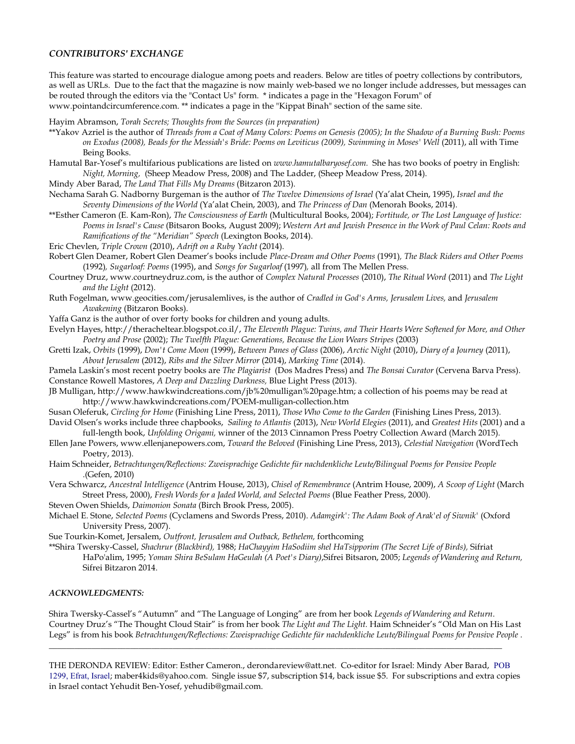## *CONTRIBUTORS' EXCHANGE*

This feature was started to encourage dialogue among poets and readers. Below are titles of poetry collections by contributors, as well as URLs. Due to the fact that the magazine is now mainly web-based we no longer include addresses, but messages can be routed through the editors via the "Contact Us" form. * indicates a page in the "Hexagon Forum" of www.pointandcircumference.com. ** indicates a page in the "Kippat Binah" section of the same site.

Hayim Abramson, *Torah Secrets; Thoughts from the Sources (in preparation)*

**Yakov Azriel is the author of *Threads from a Coat of Many Colors: Poems on Genesis (2005); In the Shadow of a Burning Bush: Poems on Exodus (2008), Beads for the Messiah's Bride: Poems on Leviticus (2009), Swimming in Moses' Well* (2011), all with Time Being Books.

Hamutal Bar-Yosef's multifarious publications are listed on *www.hamutalbaryosef.com.* She has two books of poetry in English: *Night, Morning,* (Sheep Meadow Press, 2008) and The Ladder, (Sheep Meadow Press, 2014).

Mindy Aber Barad, *The Land That Fills My Dreams* (Bitzaron 2013).

Nechama Sarah G. Nadborny Burgeman is the author of *The Twelve Dimensions of Israel* (Ya'alat Chein, 1995), *Israel and the Seventy Dimensions of the World* (Ya'alat Chein, 2003), and *The Princess of Dan* (Menorah Books, 2014).

**Esther Cameron (E. Kam-Ron), *The Consciousness of Earth* (Multicultural Books, 2004); *Fortitude, or The Lost Language of Justice: Poems in Israel's Cause* (Bitsaron Books, August 2009); *Western Art and Jewish Presence in the Work of Paul Celan: Roots and Ramifications of the "Meridian" Speech* (Lexington Books, 2014).

Eric Chevlen, *Triple Crown* (2010), *Adrift on a Ruby Yacht* (2014).

Robert Glen Deamer, Robert Glen Deamer's books include *Place-Dream and Other Poems* (1991), *The Black Riders and Other Poems* (1992), *Sugarloaf: Poems* (1995), and *Songs for Sugarloaf* (1997), all from The Mellen Press.

Courtney Druz, www.courtneydruz.com, is the author of *Complex Natural Processes* (2010), *The Ritual Word* (2011) and *The Light and the Light* (2012).

Ruth Fogelman, www.geocities.com/jerusalemlives, is the author of *Cradled in God's Arms, Jerusalem Lives,* and *Jerusalem Awakening* (Bitzaron Books).

Yaffa Ganz is the author of over forty books for children and young adults.

Evelyn Hayes, http://theracheltear.blogspot.co.il/, *The Eleventh Plague: Twins, and Their Hearts Were Softened for More, and Other Poetry and Prose* (2002); *The Twelfth Plague: Generations, Because the Lion Wears Stripes* (2003)

Gretti Izak, *Orbits* (1999), *Don't Come Moon* (1999), *Between Panes of Glass* (2006), *Arctic Night* (2010), *Diary of a Journey* (2011), *About Jerusalem* (2012), *Ribs and the Silver Mirror* (2014), *Marking Time* (2014).

Pamela Laskin's most recent poetry books are *The Plagiarist* (Dos Madres Press) and *The Bonsai Curator* (Cervena Barva Press).

Constance Rowell Mastores, *A Deep and Dazzling Darkness,* Blue Light Press (2013).

JB Mulligan, http://www.hawkwindcreations.com/jb%20mulligan%20page.htm; a collection of his poems may be read at http://www.hawkwindcreations.com/POEM-mulligan-collection.htm

Susan Oleferuk, *Circling for Home* (Finishing Line Press, 2011), *Those Who Come to the Garden* (Finishing Lines Press, 2013).

David Olsen's works include three chapbooks, *Sailing to Atlantis* (2013), *New World Elegies* (2011), and *Greatest Hits* (2001) and a full-length book, *Unfolding Origami,* winner of the 2013 Cinnamon Press Poetry Collection Award (March 2015).

Ellen Jane Powers, www.ellenjanepowers.com, *Toward the Beloved* (Finishing Line Press, 2013), *Celestial Navigation* (WordTech Poetry, 2013).

Haim Schneider, *Betrachtungen/Reflections: Zweisprachige Gedichte für nachdenkliche Leute/Bilingual Poems for Pensive People* .(Gefen, 2010)

Vera Schwarcz, *Ancestral Intelligence* (Antrim House, 2013), *Chisel of Remembrance* (Antrim House, 2009), *A Scoop of Light* (March Street Press, 2000), *Fresh Words for a Jaded World, and Selected Poems* (Blue Feather Press, 2000).

Steven Owen Shields, *Daimonion Sonata* (Birch Brook Press, 2005).

Michael E. Stone, *Selected Poems* (Cyclamens and Swords Press, 2010). *Adamgirk': The Adam Book of Arak'el of Siwnik'* (Oxford University Press, 2007).

Sue Tourkin-Komet, Jersalem, *Outfront, Jerusalem and Outback, Bethelem,* forthcoming

**Shira Twersky-Cassel, *Shachrur (Blackbird),* 1988; *HaChayyim HaSodiim shel HaTsipporim (The Secret Life of Birds),* Sifriat HaPo'alim, 1995; *Yoman Shira BeSulam HaGeulah (A Poet's Diary)*,Sifrei Bitsaron, 2005; *Legends of Wandering and Return,* Sifrei Bitzaron 2014.

## *ACKNOWLEDGMENTS:*

Shira Twersky-Cassel's "Autumn" and "The Language of Longing" are from her book *Legends of Wandering and Return*. Courtney Druz's "The Thought Cloud Stair" is from her book *The Light and The Light.* Haim Schneider's "Old Man on His Last Legs" is from his book *Betrachtungen/Reflections: Zweisprachige Gedichte für nachdenkliche Leute/Bilingual Poems for Pensive People* .

---

THE DERONDA REVIEW: Editor: Esther Cameron., derondareview@att.net. Co-editor for Israel: Mindy Aber Barad, POB 1299, Efrat, Israel; maber4kids@yahoo.com. Single issue $7, subscription $14, back issue $5. For subscriptions and extra copies in Israel contact Yehudit Ben-Yosef, yehudib@gmail.com.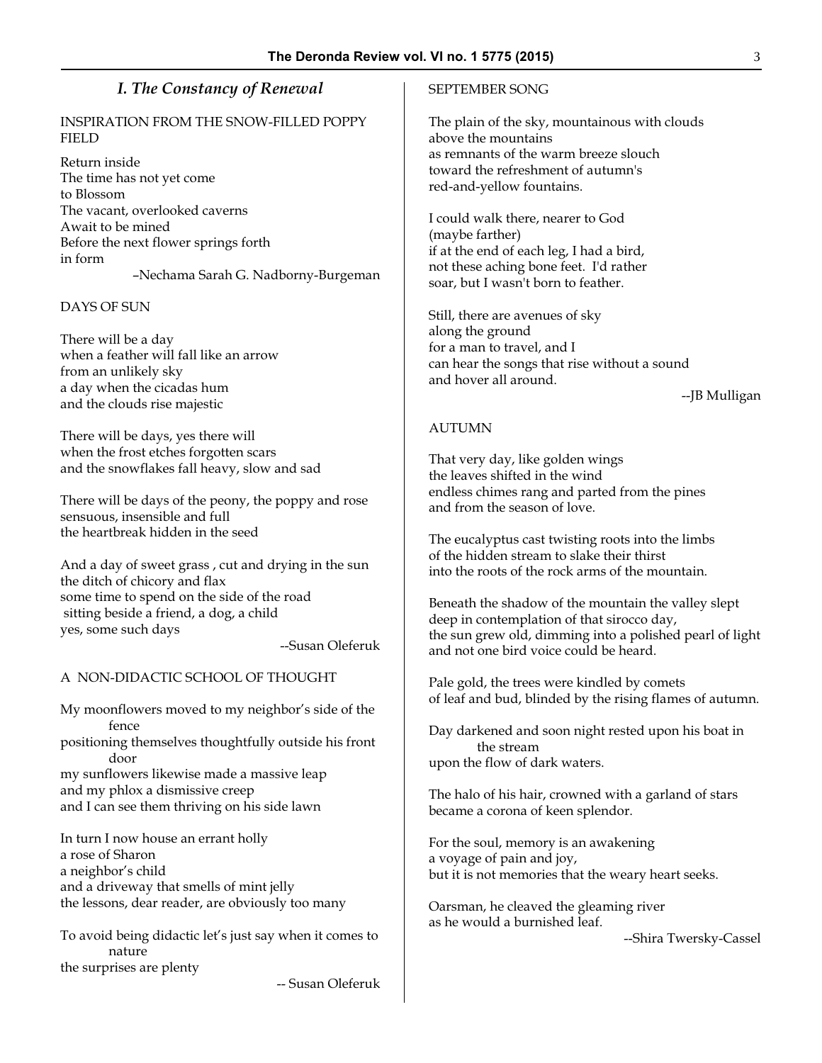## *I. The Constancy of Renewal*

INSPIRATION FROM THE SNOW-FILLED POPPY FIELD

Return inside  
The time has not yet come  
to Blossom  
The vacant, overlooked caverns  
Await to be mined  
Before the next flower springs forth  
in form

–Nechama Sarah G. Nadborny-Burgeman

DAYS OF SUN

There will be a day  
when a feather will fall like an arrow  
from an unlikely sky  
a day when the cicadas hum  
and the clouds rise majestic

There will be days, yes there will  
when the frost etches forgotten scars  
and the snowflakes fall heavy, slow and sad

There will be days of the peony, the poppy and rose  
sensuous, insensible and full  
the heartbreak hidden in the seed

And a day of sweet grass , cut and drying in the sun  
the ditch of chicory and flax  
some time to spend on the side of the road  
sitting beside a friend, a dog, a child  
yes, some such days

--Susan Oleferuk

A NON-DIDACTIC SCHOOL OF THOUGHT

My moonflowers moved to my neighbor's side of the fence  
positioning themselves thoughtfully outside his front door  
my sunflowers likewise made a massive leap  
and my phlox a dismissive creep  
and I can see them thriving on his side lawn

In turn I now house an errant holly  
a rose of Sharon  
a neighbor's child  
and a driveway that smells of mint jelly  
the lessons, dear reader, are obviously too many

To avoid being didactic let's just say when it comes to nature  
the surprises are plenty

-- Susan Oleferuk

SEPTEMBER SONG

The plain of the sky, mountainous with clouds  
above the mountains  
as remnants of the warm breeze slouch  
toward the refreshment of autumn's  
red-and-yellow fountains.

I could walk there, nearer to God  
(maybe farther)  
if at the end of each leg, I had a bird,  
not these aching bone feet. I'd rather  
soar, but I wasn't born to feather.

Still, there are avenues of sky  
along the ground  
for a man to travel, and I  
can hear the songs that rise without a sound  
and hover all around.

--JB Mulligan

AUTUMN

That very day, like golden wings  
the leaves shifted in the wind  
endless chimes rang and parted from the pines  
and from the season of love.

The eucalyptus cast twisting roots into the limbs  
of the hidden stream to slake their thirst  
into the roots of the rock arms of the mountain.

Beneath the shadow of the mountain the valley slept  
deep in contemplation of that sirocco day,  
the sun grew old, dimming into a polished pearl of light  
and not one bird voice could be heard.

Pale gold, the trees were kindled by comets  
of leaf and bud, blinded by the rising flames of autumn.

Day darkened and soon night rested upon his boat in the stream  
upon the flow of dark waters.

The halo of his hair, crowned with a garland of stars  
became a corona of keen splendor.

For the soul, memory is an awakening  
a voyage of pain and joy,  
but it is not memories that the weary heart seeks.

Oarsman, he cleaved the gleaming river  
as he would a burnished leaf.

--Shira Twersky-Cassel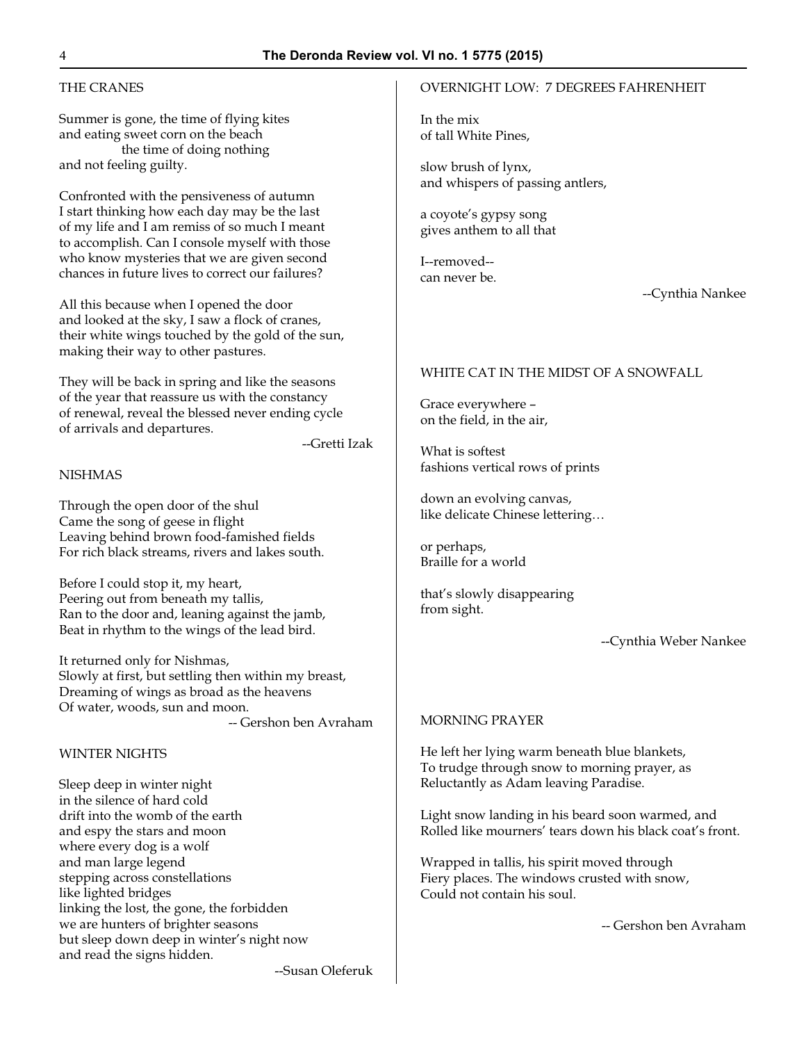## THE CRANES

Summer is gone, the time of flying kites
and eating sweet corn on the beach
the time of doing nothing
and not feeling guilty.

Confronted with the pensiveness of autumn
I start thinking how each day may be the last
of my life and I am remiss of so much I meant
to accomplish. Can I console myself with those
who know mysteries that we are given second
chances in future lives to correct our failures?

All this because when I opened the door
and looked at the sky, I saw a flock of cranes,
their white wings touched by the gold of the sun,
making their way to other pastures.

They will be back in spring and like the seasons
of the year that reassure us with the constancy
of renewal, reveal the blessed never ending cycle
of arrivals and departures.

--Gretti Izak

## NISHMAS

Through the open door of the shul
Came the song of geese in flight
Leaving behind brown food-famished fields
For rich black streams, rivers and lakes south.

Before I could stop it, my heart,
Peering out from beneath my tallis,
Ran to the door and, leaning against the jamb,
Beat in rhythm to the wings of the lead bird.

It returned only for Nishmas,
Slowly at first, but settling then within my breast,
Dreaming of wings as broad as the heavens
Of water, woods, sun and moon.

-- Gershon ben Avraham

## WINTER NIGHTS

Sleep deep in winter night
in the silence of hard cold
drift into the womb of the earth
and espy the stars and moon
where every dog is a wolf
and man large legend
stepping across constellations
like lighted bridges
linking the lost, the gone, the forbidden
we are hunters of brighter seasons
but sleep down deep in winter's night now
and read the signs hidden.

--Susan Oleferuk

## OVERNIGHT LOW: 7 DEGREES FAHRENHEIT

In the mix
of tall White Pines,

slow brush of lynx,
and whispers of passing antlers,

a coyote's gypsy song
gives anthem to all that

I--removed--
can never be.

--Cynthia Nankee

## WHITE CAT IN THE MIDST OF A SNOWFALL

Grace everywhere –
on the field, in the air,

What is softest
fashions vertical rows of prints

down an evolving canvas,
like delicate Chinese lettering…

or perhaps,
Braille for a world

that's slowly disappearing
from sight.

--Cynthia Weber Nankee

## MORNING PRAYER

He left her lying warm beneath blue blankets,
To trudge through snow to morning prayer, as
Reluctantly as Adam leaving Paradise.

Light snow landing in his beard soon warmed, and
Rolled like mourners' tears down his black coat's front.

Wrapped in tallis, his spirit moved through
Fiery places. The windows crusted with snow,
Could not contain his soul.

-- Gershon ben Avraham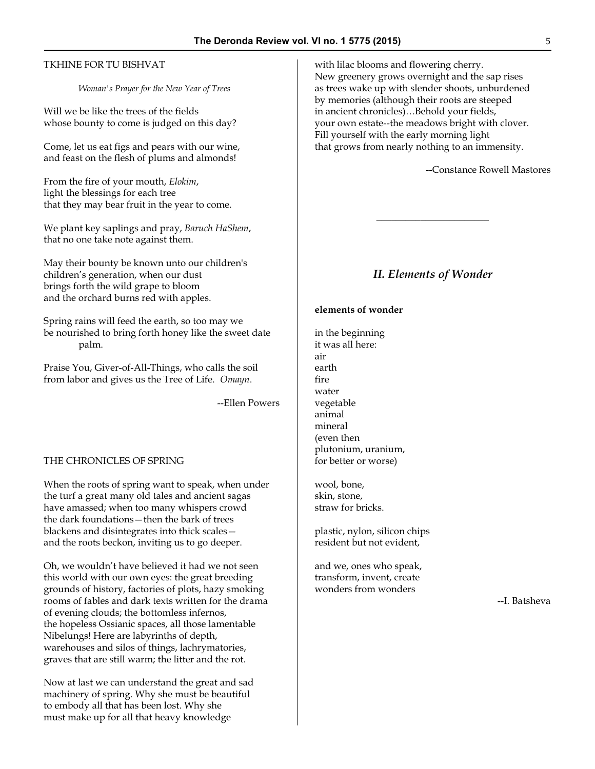TKHINE FOR TU BISHVAT

*Woman's Prayer for the New Year of Trees*

Will we be like the trees of the fields
whose bounty to come is judged on this day?

Come, let us eat figs and pears with our wine,
and feast on the flesh of plums and almonds!

From the fire of your mouth, *Elokim*,
light the blessings for each tree
that they may bear fruit in the year to come.

We plant key saplings and pray, *Baruch HaShem*,
that no one take note against them.

May their bounty be known unto our children's
children's generation, when our dust
brings forth the wild grape to bloom
and the orchard burns red with apples.

Spring rains will feed the earth, so too may we
be nourished to bring forth honey like the sweet date
 palm.

Praise You, Giver-of-All-Things, who calls the soil
from labor and gives us the Tree of Life. *Omayn*.

--Ellen Powers

THE CHRONICLES OF SPRING

When the roots of spring want to speak, when under
the turf a great many old tales and ancient sagas
have amassed; when too many whispers crowd
the dark foundations—then the bark of trees
blackens and disintegrates into thick scales—
and the roots beckon, inviting us to go deeper.

Oh, we wouldn't have believed it had we not seen
this world with our own eyes: the great breeding
grounds of history, factories of plots, hazy smoking
rooms of fables and dark texts written for the drama
of evening clouds; the bottomless infernos,
the hopeless Ossianic spaces, all those lamentable
Nibelungs! Here are labyrinths of depth,
warehouses and silos of things, lachrymatories,
graves that are still warm; the litter and the rot.

Now at last we can understand the great and sad
machinery of spring. Why she must be beautiful
to embody all that has been lost. Why she
must make up for all that heavy knowledge
with lilac blooms and flowering cherry.
New greenery grows overnight and the sap rises
as trees wake up with slender shoots, unburdened
by memories (although their roots are steeped
in ancient chronicles)…Behold your fields,
your own estate--the meadows bright with clover.
Fill yourself with the early morning light
that grows from nearly nothing to an immensity.

--Constance Rowell Mastores

---

## *II. Elements of Wonder*

**elements of wonder**

in the beginning
it was all here:
air
earth
fire
water
vegetable
animal
mineral
(even then
plutonium, uranium,
for better or worse)

wool, bone,
skin, stone,
straw for bricks.

plastic, nylon, silicon chips
resident but not evident,

and we, ones who speak,
transform, invent, create
wonders from wonders

--I. Batsheva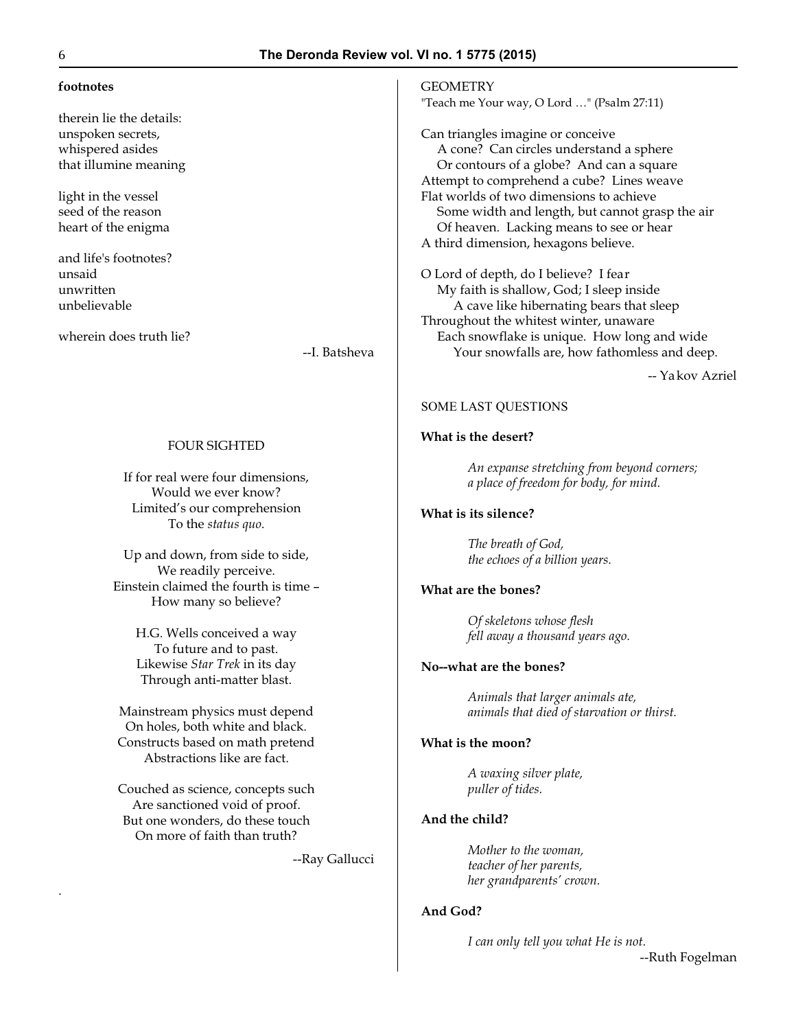**footnotes**

therein lie the details:
unspoken secrets,
whispered asides
that illumine meaning

light in the vessel
seed of the reason
heart of the enigma

and life's footnotes?
unsaid
unwritten
unbelievable

wherein does truth lie?

--I. Batsheva

FOUR SIGHTED

If for real were four dimensions,
Would we ever know?
Limited's our comprehension
To the *status quo*.

Up and down, from side to side,
We readily perceive.
Einstein claimed the fourth is time –
How many so believe?

H.G. Wells conceived a way
To future and to past.
Likewise *Star Trek* in its day
Through anti-matter blast.

Mainstream physics must depend
On holes, both white and black.
Constructs based on math pretend
Abstractions like are fact.

Couched as science, concepts such
Are sanctioned void of proof.
But one wonders, do these touch
On more of faith than truth?

--Ray Gallucci

GEOMETRY

"Teach me Your way, O Lord …" (Psalm 27:11)

Can triangles imagine or conceive
A cone? Can circles understand a sphere
Or contours of a globe? And can a square
Attempt to comprehend a cube? Lines weave
Flat worlds of two dimensions to achieve
Some width and length, but cannot grasp the air
Of heaven. Lacking means to see or hear
A third dimension, hexagons believe.

O Lord of depth, do I believe? I fear
My faith is shallow, God; I sleep inside
A cave like hibernating bears that sleep
Throughout the whitest winter, unaware
Each snowflake is unique. How long and wide
Your snowfalls are, how fathomless and deep.

-- Yakov Azriel

SOME LAST QUESTIONS

**What is the desert?**

*An expanse stretching from beyond corners;*
*a place of freedom for body, for mind.*

**What is its silence?**

*The breath of God,*
*the echoes of a billion years.*

**What are the bones?**

*Of skeletons whose flesh*
*fell away a thousand years ago.*

**No--what are the bones?**

*Animals that larger animals ate,*
*animals that died of starvation or thirst.*

**What is the moon?**

*A waxing silver plate,*
*puller of tides.*

**And the child?**

*Mother to the woman,*
*teacher of her parents,*
*her grandparents' crown.*

**And God?**

*I can only tell you what He is not.*

--Ruth Fogelman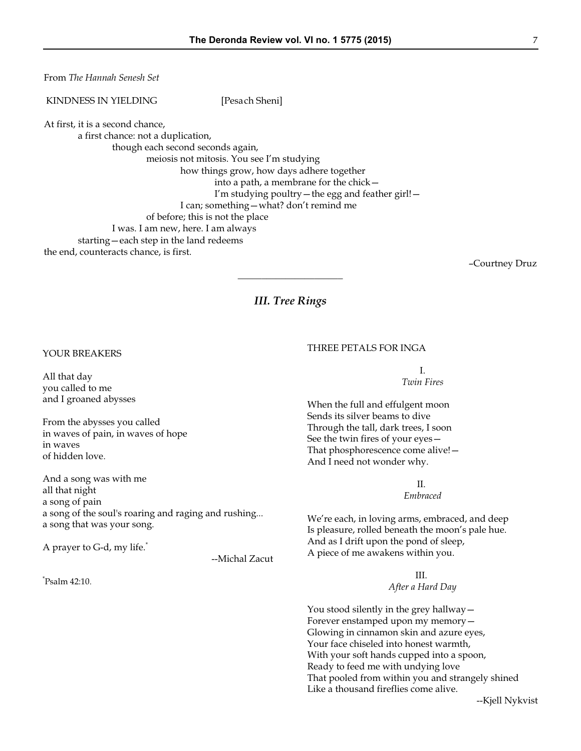From *The Hannah Senesh Set*

KINDNESS IN YIELDING [Pesach Sheni]

At first, it is a second chance,
a first chance: not a duplication,
though each second seconds again,
meiosis not mitosis. You see I'm studying
how things grow, how days adhere together
into a path, a membrane for the chick—
I'm studying poultry—the egg and feather girl!—
I can; something—what? don't remind me
of before; this is not the place
I was. I am new, here. I am always
starting—each step in the land redeems
the end, counteracts chance, is first.

–Courtney Druz

---

## *III. Tree Rings*

YOUR BREAKERS

All that day
you called to me
and I groaned abysses

From the abysses you called
in waves of pain, in waves of hope
in waves
of hidden love.

And a song was with me
all that night
a song of pain
a song of the soul's roaring and raging and rushing...
a song that was your song.

A prayer to G-d, my life.[*]

--Michal Zacut

[*]Psalm 42:10.

THREE PETALS FOR INGA

I.
*Twin Fires*

When the full and effulgent moon
Sends its silver beams to dive
Through the tall, dark trees, I soon
See the twin fires of your eyes—
That phosphorescence come alive!—
And I need not wonder why.

II.
*Embraced*

We're each, in loving arms, embraced, and deep
Is pleasure, rolled beneath the moon's pale hue.
And as I drift upon the pond of sleep,
A piece of me awakens within you.

III.
*After a Hard Day*

You stood silently in the grey hallway—
Forever enstamped upon my memory—
Glowing in cinnamon skin and azure eyes,
Your face chiseled into honest warmth,
With your soft hands cupped into a spoon,
Ready to feed me with undying love
That pooled from within you and strangely shined
Like a thousand fireflies come alive.

--Kjell Nykvist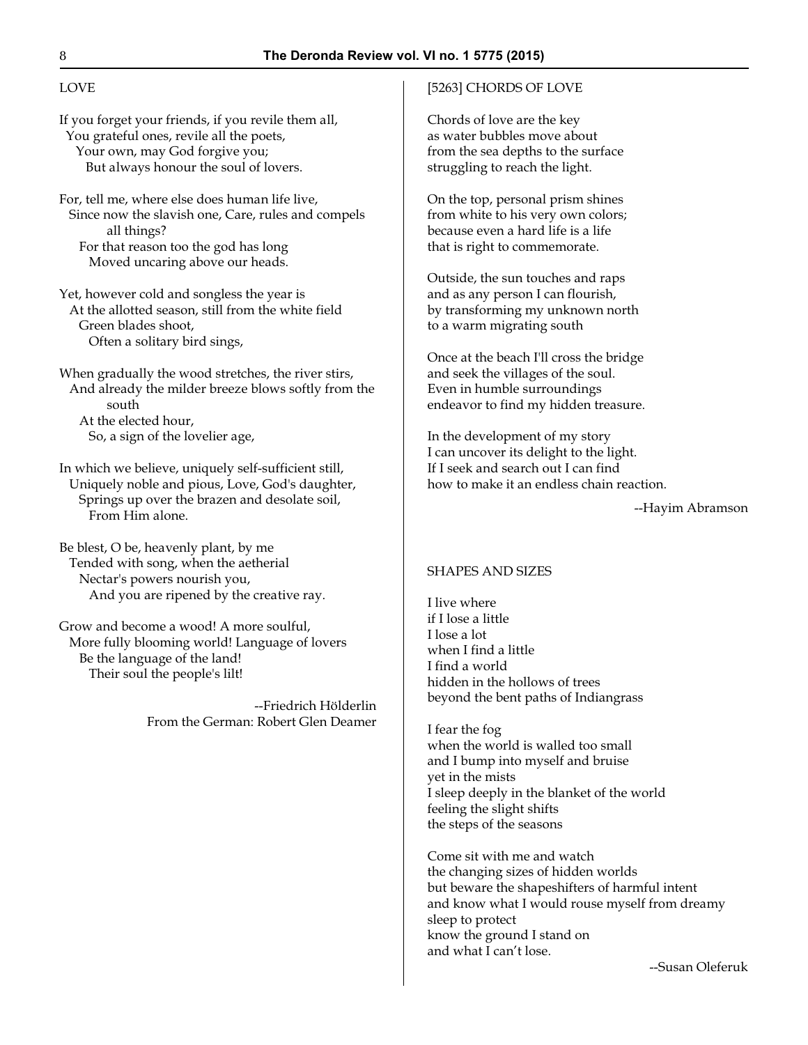## LOVE

If you forget your friends, if you revile them all,  
You grateful ones, revile all the poets,  
Your own, may God forgive you;  
But always honour the soul of lovers.

For, tell me, where else does human life live,  
Since now the slavish one, Care, rules and compels all things?  
For that reason too the god has long  
Moved uncaring above our heads.

Yet, however cold and songless the year is  
At the allotted season, still from the white field  
Green blades shoot,  
Often a solitary bird sings,

When gradually the wood stretches, the river stirs,  
And already the milder breeze blows softly from the south  
At the elected hour,  
So, a sign of the lovelier age,

In which we believe, uniquely self-sufficient still,  
Uniquely noble and pious, Love, God's daughter,  
Springs up over the brazen and desolate soil,  
From Him alone.

Be blest, O be, heavenly plant, by me  
Tended with song, when the aetherial  
Nectar's powers nourish you,  
And you are ripened by the creative ray.

Grow and become a wood! A more soulful,  
More fully blooming world! Language of lovers  
Be the language of the land!  
Their soul the people's lilt!

--Friedrich Hölderlin  
From the German: Robert Glen Deamer

## [5263] CHORDS OF LOVE

Chords of love are the key  
as water bubbles move about  
from the sea depths to the surface  
struggling to reach the light.

On the top, personal prism shines  
from white to his very own colors;  
because even a hard life is a life  
that is right to commemorate.

Outside, the sun touches and raps  
and as any person I can flourish,  
by transforming my unknown north  
to a warm migrating south

Once at the beach I'll cross the bridge  
and seek the villages of the soul.  
Even in humble surroundings  
endeavor to find my hidden treasure.

In the development of my story  
I can uncover its delight to the light.  
If I seek and search out I can find  
how to make it an endless chain reaction.

--Hayim Abramson

## SHAPES AND SIZES

I live where  
if I lose a little  
I lose a lot  
when I find a little  
I find a world  
hidden in the hollows of trees  
beyond the bent paths of Indiangrass

I fear the fog  
when the world is walled too small  
and I bump into myself and bruise  
yet in the mists  
I sleep deeply in the blanket of the world  
feeling the slight shifts  
the steps of the seasons

Come sit with me and watch  
the changing sizes of hidden worlds  
but beware the shapeshifters of harmful intent  
and know what I would rouse myself from dreamy sleep to protect  
know the ground I stand on  
and what I can't lose.

--Susan Oleferuk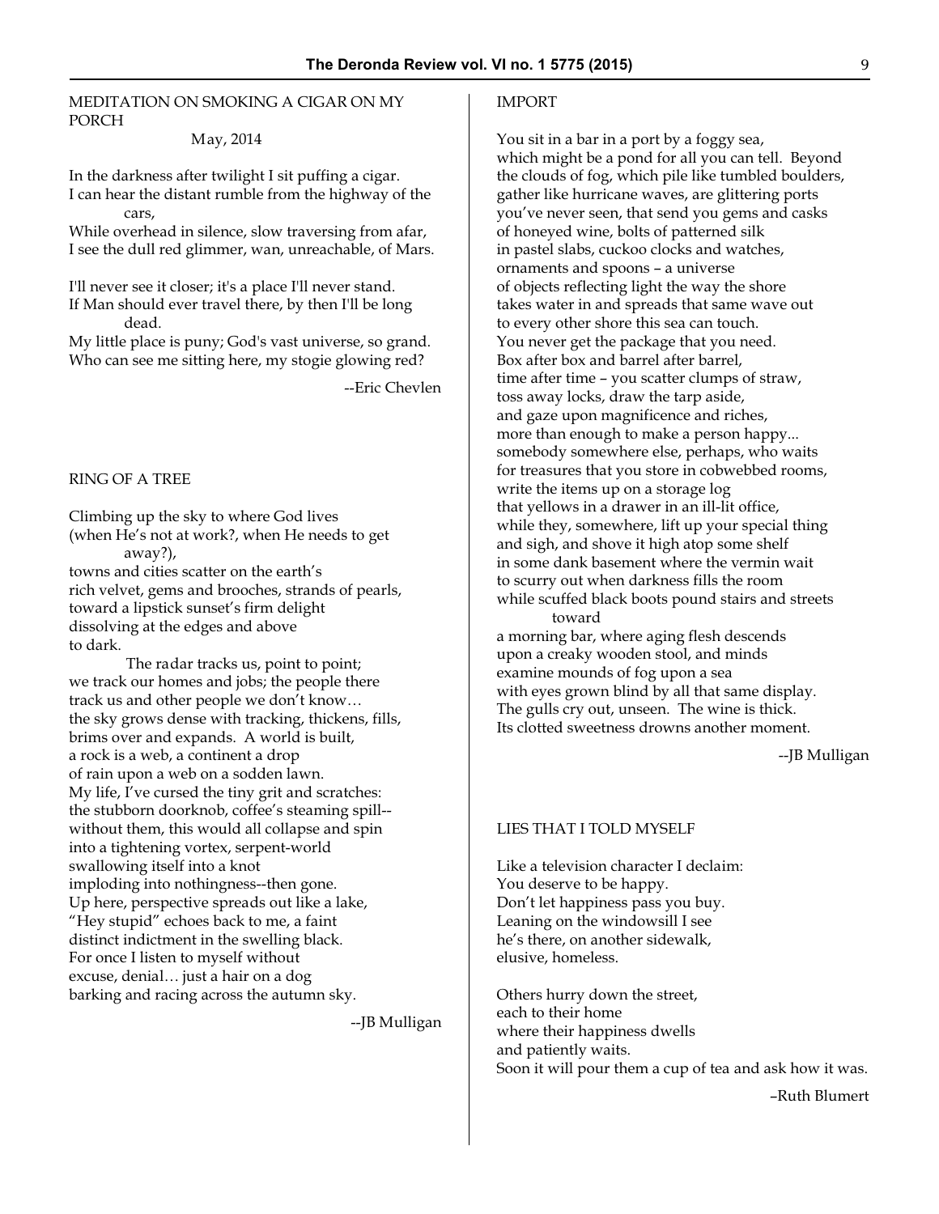## MEDITATION ON SMOKING A CIGAR ON MY PORCH

May, 2014

In the darkness after twilight I sit puffing a cigar.
I can hear the distant rumble from the highway of the cars,
While overhead in silence, slow traversing from afar,
I see the dull red glimmer, wan, unreachable, of Mars.

I'll never see it closer; it's a place I'll never stand.
If Man should ever travel there, by then I'll be long dead.
My little place is puny; God's vast universe, so grand.
Who can see me sitting here, my stogie glowing red?

--Eric Chevlen

## RING OF A TREE

Climbing up the sky to where God lives
(when He's not at work?, when He needs to get away?),
towns and cities scatter on the earth's
rich velvet, gems and brooches, strands of pearls,
toward a lipstick sunset's firm delight
dissolving at the edges and above
to dark.
The radar tracks us, point to point;
we track our homes and jobs; the people there
track us and other people we don't know…
the sky grows dense with tracking, thickens, fills,
brims over and expands. A world is built,
a rock is a web, a continent a drop
of rain upon a web on a sodden lawn.
My life, I've cursed the tiny grit and scratches:
the stubborn doorknob, coffee's steaming spill--
without them, this would all collapse and spin
into a tightening vortex, serpent-world
swallowing itself into a knot
imploding into nothingness--then gone.
Up here, perspective spreads out like a lake,
"Hey stupid" echoes back to me, a faint
distinct indictment in the swelling black.
For once I listen to myself without
excuse, denial… just a hair on a dog
barking and racing across the autumn sky.

--JB Mulligan

## IMPORT

You sit in a bar in a port by a foggy sea,
which might be a pond for all you can tell. Beyond
the clouds of fog, which pile like tumbled boulders,
gather like hurricane waves, are glittering ports
you've never seen, that send you gems and casks
of honeyed wine, bolts of patterned silk
in pastel slabs, cuckoo clocks and watches,
ornaments and spoons – a universe
of objects reflecting light the way the shore
takes water in and spreads that same wave out
to every other shore this sea can touch.
You never get the package that you need.
Box after box and barrel after barrel,
time after time – you scatter clumps of straw,
toss away locks, draw the tarp aside,
and gaze upon magnificence and riches,
more than enough to make a person happy...
somebody somewhere else, perhaps, who waits
for treasures that you store in cobwebbed rooms,
write the items up on a storage log
that yellows in a drawer in an ill-lit office,
while they, somewhere, lift up your special thing
and sigh, and shove it high atop some shelf
in some dank basement where the vermin wait
to scurry out when darkness fills the room
while scuffed black boots pound stairs and streets toward
a morning bar, where aging flesh descends
upon a creaky wooden stool, and minds
examine mounds of fog upon a sea
with eyes grown blind by all that same display.
The gulls cry out, unseen. The wine is thick.
Its clotted sweetness drowns another moment.

--JB Mulligan

## LIES THAT I TOLD MYSELF

Like a television character I declaim:
You deserve to be happy.
Don't let happiness pass you buy.
Leaning on the windowsill I see
he's there, on another sidewalk,
elusive, homeless.

Others hurry down the street,
each to their home
where their happiness dwells
and patiently waits.
Soon it will pour them a cup of tea and ask how it was.

–Ruth Blumert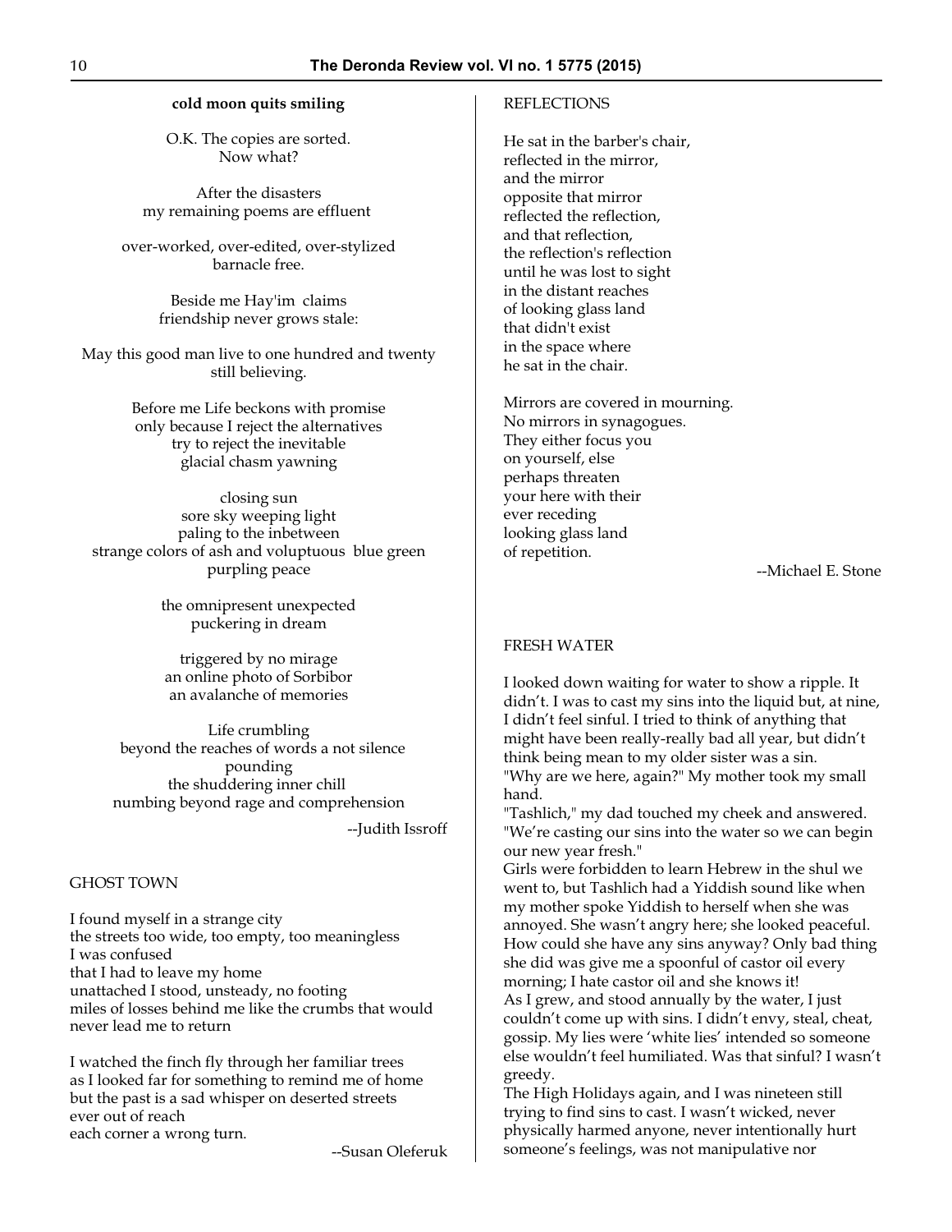**cold moon quits smiling**

O.K. The copies are sorted.
Now what?

After the disasters
my remaining poems are effluent

over-worked, over-edited, over-stylized
barnacle free.

Beside me Hay'im claims
friendship never grows stale:

May this good man live to one hundred and twenty
still believing.

Before me Life beckons with promise
only because I reject the alternatives
try to reject the inevitable
glacial chasm yawning

closing sun
sore sky weeping light
paling to the inbetween
strange colors of ash and voluptuous blue green
purpling peace

the omnipresent unexpected
puckering in dream

triggered by no mirage
an online photo of Sorbibor
an avalanche of memories

Life crumbling
beyond the reaches of words a not silence
pounding
the shuddering inner chill
numbing beyond rage and comprehension

--Judith Issroff

GHOST TOWN

I found myself in a strange city
the streets too wide, too empty, too meaningless
I was confused
that I had to leave my home
unattached I stood, unsteady, no footing
miles of losses behind me like the crumbs that would never lead me to return

I watched the finch fly through her familiar trees
as I looked far for something to remind me of home
but the past is a sad whisper on deserted streets
ever out of reach
each corner a wrong turn.

--Susan Oleferuk

REFLECTIONS

He sat in the barber's chair,
reflected in the mirror,
and the mirror
opposite that mirror
reflected the reflection,
and that reflection,
the reflection's reflection
until he was lost to sight
in the distant reaches
of looking glass land
that didn't exist
in the space where
he sat in the chair.

Mirrors are covered in mourning.
No mirrors in synagogues.
They either focus you
on yourself, else
perhaps threaten
your here with their
ever receding
looking glass land
of repetition.

--Michael E. Stone

FRESH WATER

I looked down waiting for water to show a ripple. It didn't. I was to cast my sins into the liquid but, at nine, I didn't feel sinful. I tried to think of anything that might have been really-really bad all year, but didn't think being mean to my older sister was a sin.
"Why are we here, again?" My mother took my small hand.
"Tashlich," my dad touched my cheek and answered. "We're casting our sins into the water so we can begin our new year fresh."
Girls were forbidden to learn Hebrew in the shul we went to, but Tashlich had a Yiddish sound like when my mother spoke Yiddish to herself when she was annoyed. She wasn't angry here; she looked peaceful. How could she have any sins anyway? Only bad thing she did was give me a spoonful of castor oil every morning; I hate castor oil and she knows it!
As I grew, and stood annually by the water, I just couldn't come up with sins. I didn't envy, steal, cheat, gossip. My lies were 'white lies' intended so someone else wouldn't feel humiliated. Was that sinful? I wasn't greedy.
The High Holidays again, and I was nineteen still trying to find sins to cast. I wasn't wicked, never physically harmed anyone, never intentionally hurt someone's feelings, was not manipulative nor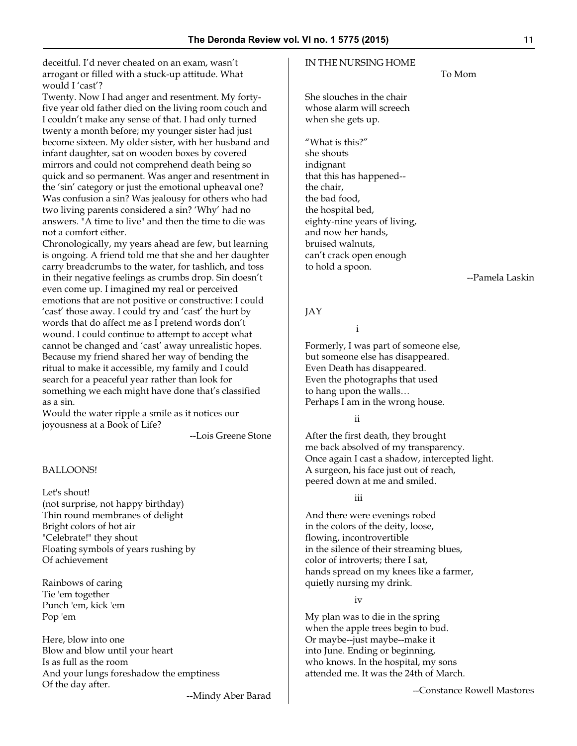deceitful. I'd never cheated on an exam, wasn't arrogant or filled with a stuck-up attitude. What would I 'cast'?

Twenty. Now I had anger and resentment. My forty-five year old father died on the living room couch and I couldn't make any sense of that. I had only turned twenty a month before; my younger sister had just become sixteen. My older sister, with her husband and infant daughter, sat on wooden boxes by covered mirrors and could not comprehend death being so quick and so permanent. Was anger and resentment in the 'sin' category or just the emotional upheaval one? Was confusion a sin? Was jealousy for others who had two living parents considered a sin? 'Why' had no answers. "A time to live" and then the time to die was not a comfort either.

Chronologically, my years ahead are few, but learning is ongoing. A friend told me that she and her daughter carry breadcrumbs to the water, for tashlich, and toss in their negative feelings as crumbs drop. Sin doesn't even come up. I imagined my real or perceived emotions that are not positive or constructive: I could 'cast' those away. I could try and 'cast' the hurt by words that do affect me as I pretend words don't wound. I could continue to attempt to accept what cannot be changed and 'cast' away unrealistic hopes. Because my friend shared her way of bending the ritual to make it accessible, my family and I could search for a peaceful year rather than look for something we each might have done that's classified as a sin.

Would the water ripple a smile as it notices our joyousness at a Book of Life?

--Lois Greene Stone

BALLOONS!

Let's shout!  
(not surprise, not happy birthday)  
Thin round membranes of delight  
Bright colors of hot air  
"Celebrate!" they shout  
Floating symbols of years rushing by  
Of achievement

Rainbows of caring  
Tie 'em together  
Punch 'em, kick 'em  
Pop 'em

Here, blow into one  
Blow and blow until your heart  
Is as full as the room  
And your lungs foreshadow the emptiness  
Of the day after.

--Mindy Aber Barad

IN THE NURSING HOME

To Mom

She slouches in the chair  
whose alarm will screech  
when she gets up.

"What is this?"  
she shouts  
indignant  
that this has happened--  
the chair,  
the bad food,  
the hospital bed,  
eighty-nine years of living,  
and now her hands,  
bruised walnuts,  
can't crack open enough  
to hold a spoon.

--Pamela Laskin

JAY

i

Formerly, I was part of someone else,  
but someone else has disappeared.  
Even Death has disappeared.  
Even the photographs that used  
to hang upon the walls…  
Perhaps I am in the wrong house.

ii

After the first death, they brought  
me back absolved of my transparency.  
Once again I cast a shadow, intercepted light.  
A surgeon, his face just out of reach,  
peered down at me and smiled.

iii

And there were evenings robed  
in the colors of the deity, loose,  
flowing, incontrovertible  
in the silence of their streaming blues,  
color of introverts; there I sat,  
hands spread on my knees like a farmer,  
quietly nursing my drink.

iv

My plan was to die in the spring  
when the apple trees begin to bud.  
Or maybe--just maybe--make it  
into June. Ending or beginning,  
who knows. In the hospital, my sons  
attended me. It was the 24th of March.

--Constance Rowell Mastores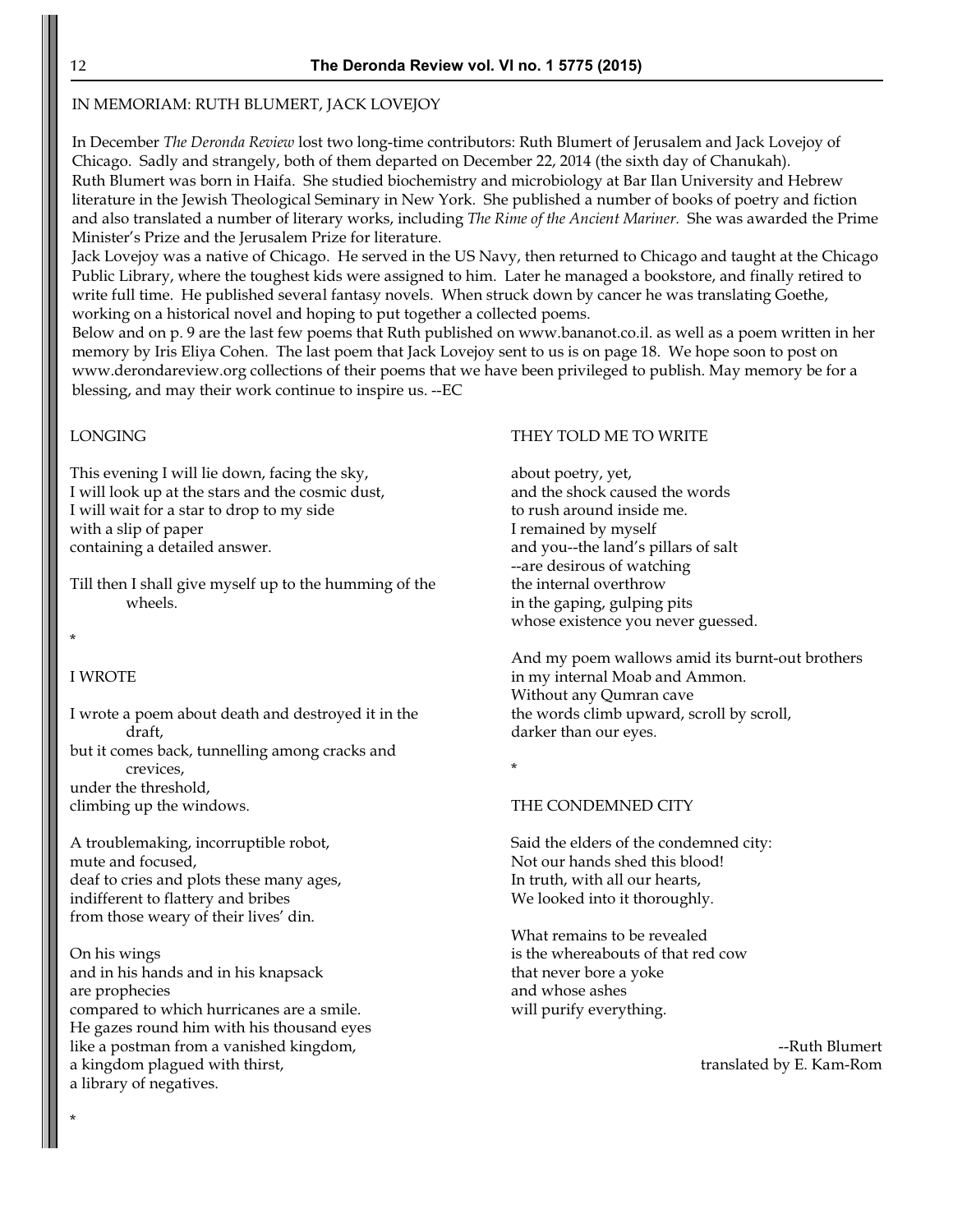## IN MEMORIAM: RUTH BLUMERT, JACK LOVEJOY

In December *The Deronda Review* lost two long-time contributors: Ruth Blumert of Jerusalem and Jack Lovejoy of Chicago. Sadly and strangely, both of them departed on December 22, 2014 (the sixth day of Chanukah).

Ruth Blumert was born in Haifa. She studied biochemistry and microbiology at Bar Ilan University and Hebrew literature in the Jewish Theological Seminary in New York. She published a number of books of poetry and fiction and also translated a number of literary works, including *The Rime of the Ancient Mariner.* She was awarded the Prime Minister's Prize and the Jerusalem Prize for literature.

Jack Lovejoy was a native of Chicago. He served in the US Navy, then returned to Chicago and taught at the Chicago Public Library, where the toughest kids were assigned to him. Later he managed a bookstore, and finally retired to write full time. He published several fantasy novels. When struck down by cancer he was translating Goethe, working on a historical novel and hoping to put together a collected poems.

Below and on p. 9 are the last few poems that Ruth published on www.bananot.co.il. as well as a poem written in her memory by Iris Eliya Cohen. The last poem that Jack Lovejoy sent to us is on page 18. We hope soon to post on www.derondareview.org collections of their poems that we have been privileged to publish. May memory be for a blessing, and may their work continue to inspire us. --EC

### LONGING

This evening I will lie down, facing the sky,
I will look up at the stars and the cosmic dust,
I will wait for a star to drop to my side
with a slip of paper
containing a detailed answer.

Till then I shall give myself up to the humming of the wheels.

*

### I WROTE

I wrote a poem about death and destroyed it in the draft,
but it comes back, tunnelling among cracks and crevices,
under the threshold,
climbing up the windows.

A troublemaking, incorruptible robot,
mute and focused,
deaf to cries and plots these many ages,
indifferent to flattery and bribes
from those weary of their lives' din.

On his wings
and in his hands and in his knapsack
are prophecies
compared to which hurricanes are a smile.
He gazes round him with his thousand eyes
like a postman from a vanished kingdom,
a kingdom plagued with thirst,
a library of negatives.

*

### THEY TOLD ME TO WRITE

about poetry, yet,
and the shock caused the words
to rush around inside me.
I remained by myself
and you--the land's pillars of salt
--are desirous of watching
the internal overthrow
in the gaping, gulping pits
whose existence you never guessed.

And my poem wallows amid its burnt-out brothers
in my internal Moab and Ammon.
Without any Qumran cave
the words climb upward, scroll by scroll,
darker than our eyes.

*

### THE CONDEMNED CITY

Said the elders of the condemned city:
Not our hands shed this blood!
In truth, with all our hearts,
We looked into it thoroughly.

What remains to be revealed
is the whereabouts of that red cow
that never bore a yoke
and whose ashes
will purify everything.

--Ruth Blumert
translated by E. Kam-Rom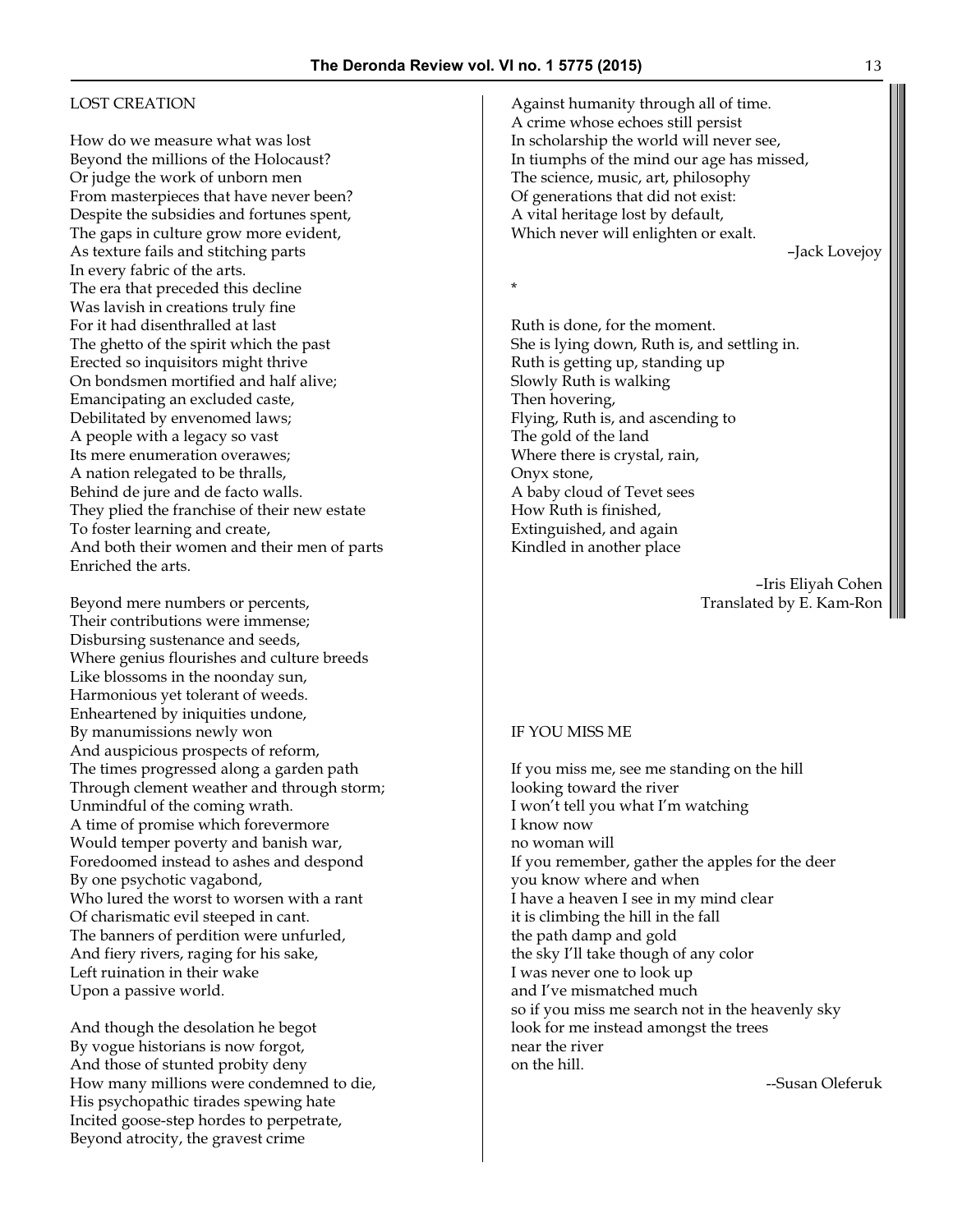## LOST CREATION

How do we measure what was lost
Beyond the millions of the Holocaust?
Or judge the work of unborn men
From masterpieces that have never been?
Despite the subsidies and fortunes spent,
The gaps in culture grow more evident,
As texture fails and stitching parts
In every fabric of the arts.
The era that preceded this decline
Was lavish in creations truly fine
For it had disenthralled at last
The ghetto of the spirit which the past
Erected so inquisitors might thrive
On bondsmen mortified and half alive;
Emancipating an excluded caste,
Debilitated by envenomed laws;
A people with a legacy so vast
Its mere enumeration overawes;
A nation relegated to be thralls,
Behind de jure and de facto walls.
They plied the franchise of their new estate
To foster learning and create,
And both their women and their men of parts
Enriched the arts.

Beyond mere numbers or percents,
Their contributions were immense;
Disbursing sustenance and seeds,
Where genius flourishes and culture breeds
Like blossoms in the noonday sun,
Harmonious yet tolerant of weeds.
Enheartened by iniquities undone,
By manumissions newly won
And auspicious prospects of reform,
The times progressed along a garden path
Through clement weather and through storm;
Unmindful of the coming wrath.
A time of promise which forevermore
Would temper poverty and banish war,
Foredoomed instead to ashes and despond
By one psychotic vagabond,
Who lured the worst to worsen with a rant
Of charismatic evil steeped in cant.
The banners of perdition were unfurled,
And fiery rivers, raging for his sake,
Left ruination in their wake
Upon a passive world.

And though the desolation he begot
By vogue historians is now forgot,
And those of stunted probity deny
How many millions were condemned to die,
His psychopathic tirades spewing hate
Incited goose-step hordes to perpetrate,
Beyond atrocity, the gravest crime
Against humanity through all of time.
A crime whose echoes will still persist
In scholarship the world will never see,
In tiumphs of the mind our age has missed,
The science, music, art, philosophy
Of generations that did not exist:
A vital heritage lost by default,
Which never will enlighten or exalt.

–Jack Lovejoy

*

Ruth is done, for the moment.
She is lying down, Ruth is, and settling in.
Ruth is getting up, standing up
Slowly Ruth is walking
Then hovering,
Flying, Ruth is, and ascending to
The gold of the land
Where there is crystal, rain,
Onyx stone,
A baby cloud of Tevet sees
How Ruth is finished,
Extinguished, and again
Kindled in another place

–Iris Eliyah Cohen
Translated by E. Kam-Ron

## IF YOU MISS ME

If you miss me, see me standing on the hill
looking toward the river
I won't tell you what I'm watching
I know now
no woman will
If you remember, gather the apples for the deer
you know where and when
I have a heaven I see in my mind clear
it is climbing the hill in the fall
the path damp and gold
the sky I'll take though of any color
I was never one to look up
and I've mismatched much
so if you miss me search not in the heavenly sky
look for me instead amongst the trees
near the river
on the hill.

--Susan Oleferuk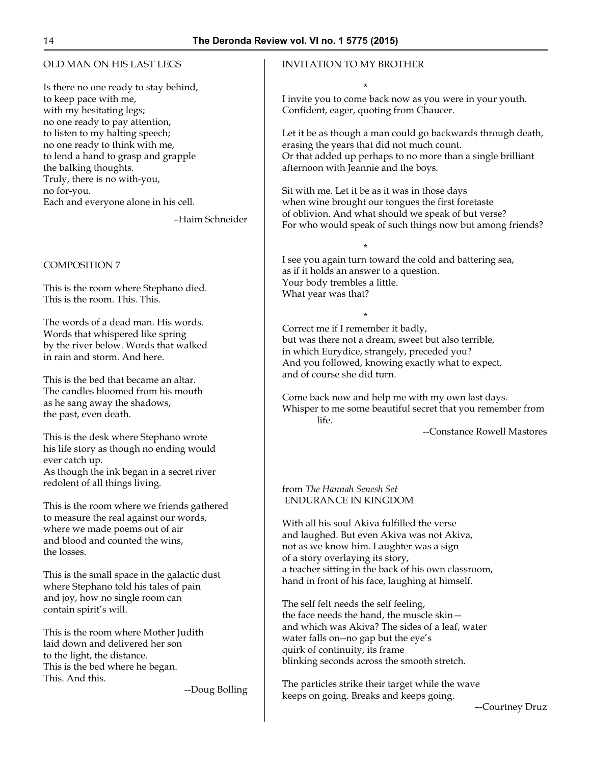## OLD MAN ON HIS LAST LEGS

Is there no one ready to stay behind,  
to keep pace with me,  
with my hesitating legs;  
no one ready to pay attention,  
to listen to my halting speech;  
no one ready to think with me,  
to lend a hand to grasp and grapple  
the balking thoughts.  
Truly, there is no with-you,  
no for-you.  
Each and everyone alone in his cell.

–Haim Schneider

## COMPOSITION 7

This is the room where Stephano died.  
This is the room. This. This.

The words of a dead man. His words.  
Words that whispered like spring  
by the river below. Words that walked  
in rain and storm. And here.

This is the bed that became an altar.  
The candles bloomed from his mouth  
as he sang away the shadows,  
the past, even death.

This is the desk where Stephano wrote  
his life story as though no ending would  
ever catch up.  
As though the ink began in a secret river  
redolent of all things living.

This is the room where we friends gathered  
to measure the real against our words,  
where we made poems out of air  
and blood and counted the wins,  
the losses.

This is the small space in the galactic dust  
where Stephano told his tales of pain  
and joy, how no single room can  
contain spirit's will.

This is the room where Mother Judith  
laid down and delivered her son  
to the light, the distance.  
This is the bed where he began.  
This. And this.

--Doug Bolling

## INVITATION TO MY BROTHER

*

I invite you to come back now as you were in your youth.  
Confident, eager, quoting from Chaucer.

Let it be as though a man could go backwards through death,  
erasing the years that did not much count.  
Or that added up perhaps to no more than a single brilliant  
afternoon with Jeannie and the boys.

Sit with me. Let it be as it was in those days  
when wine brought our tongues the first foretaste  
of oblivion. And what should we speak of but verse?  
For who would speak of such things now but among friends?

*

I see you again turn toward the cold and battering sea,  
as if it holds an answer to a question.  
Your body trembles a little.  
What year was that?

*

Correct me if I remember it badly,  
but was there not a dream, sweet but also terrible,  
in which Eurydice, strangely, preceded you?  
And you followed, knowing exactly what to expect,  
and of course she did turn.

Come back now and help me with my own last days.  
Whisper to me some beautiful secret that you remember from  
life.

--Constance Rowell Mastores

## from *The Hannah Senesh Set* ENDURANCE IN KINGDOM

With all his soul Akiva fulfilled the verse  
and laughed. But even Akiva was not Akiva,  
not as we know him. Laughter was a sign  
of a story overlaying its story,  
a teacher sitting in the back of his own classroom,  
hand in front of his face, laughing at himself.

The self felt needs the self feeling,  
the face needs the hand, the muscle skin—  
and which was Akiva? The sides of a leaf, water  
water falls on--no gap but the eye's  
quirk of continuity, its frame  
blinking seconds across the smooth stretch.

The particles strike their target while the wave  
keeps on going. Breaks and keeps going.

–-Courtney Druz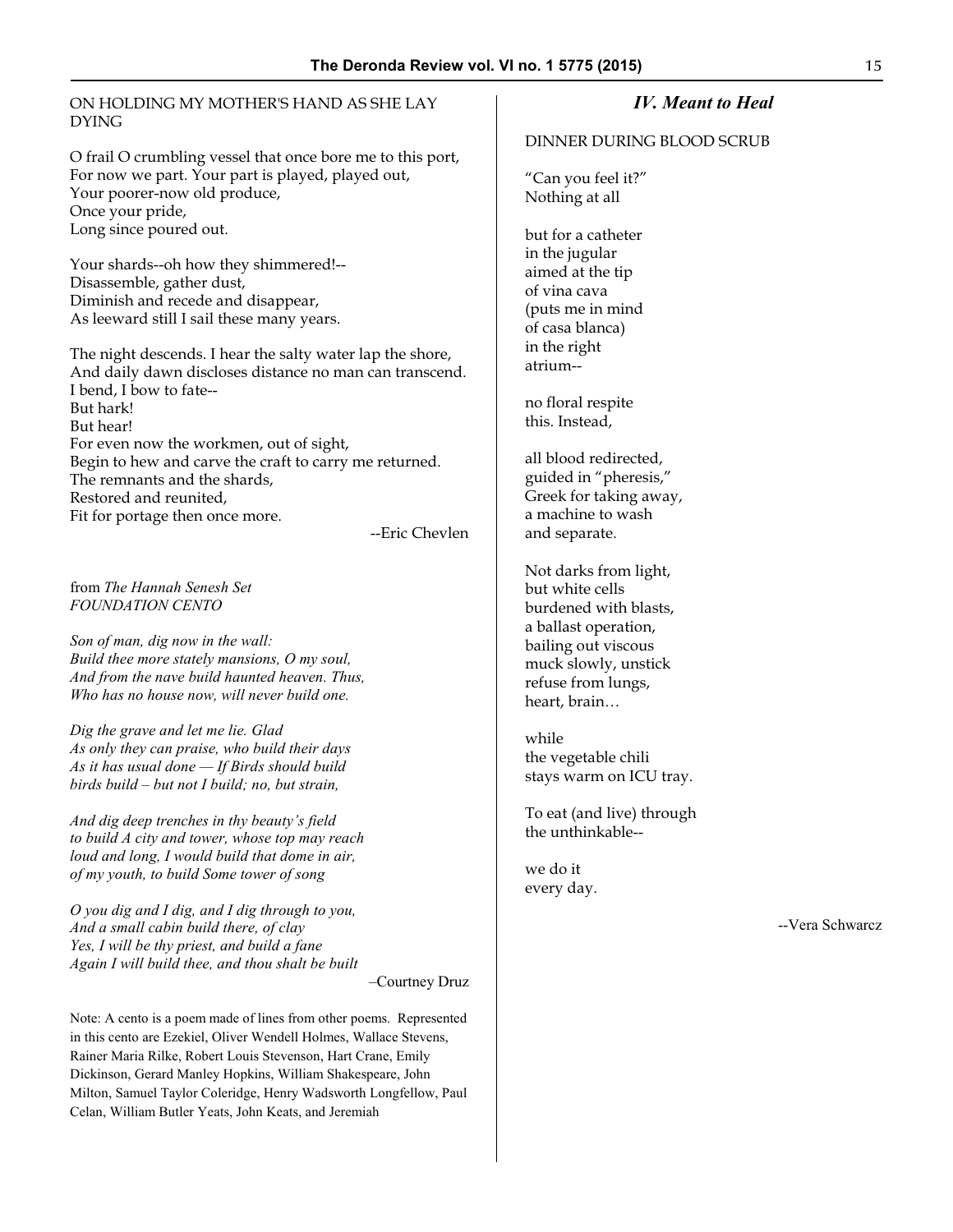ON HOLDING MY MOTHER'S HAND AS SHE LAY DYING

O frail O crumbling vessel that once bore me to this port,  
For now we part. Your part is played, played out,  
Your poorer-now old produce,  
Once your pride,  
Long since poured out.

Your shards--oh how they shimmered!--  
Disassemble, gather dust,  
Diminish and recede and disappear,  
As leeward still I sail these many years.

The night descends. I hear the salty water lap the shore,  
And daily dawn discloses distance no man can transcend.  
I bend, I bow to fate--  
But hark!  
But hear!  
For even now the workmen, out of sight,  
Begin to hew and carve the craft to carry me returned.  
The remnants and the shards,  
Restored and reunited,  
Fit for portage then once more.

--Eric Chevlen

from *The Hannah Senesh Set*  
*FOUNDATION CENTO*

*Son of man, dig now in the wall:*  
*Build thee more stately mansions, O my soul,*  
*And from the nave build haunted heaven. Thus,*  
*Who has no house now, will never build one.*

*Dig the grave and let me lie. Glad*  
*As only they can praise, who build their days*  
*As it has usual done — If Birds should build*  
*birds build – but not I build; no, but strain,*

*And dig deep trenches in thy beauty's field*  
*to build A city and tower, whose top may reach*  
*loud and long, I would build that dome in air,*  
*of my youth, to build Some tower of song*

*O you dig and I dig, and I dig through to you,*  
*And a small cabin build there, of clay*  
*Yes, I will be thy priest, and build a fane*  
*Again I will build thee, and thou shalt be built*

–Courtney Druz

Note: A cento is a poem made of lines from other poems. Represented in this cento are Ezekiel, Oliver Wendell Holmes, Wallace Stevens, Rainer Maria Rilke, Robert Louis Stevenson, Hart Crane, Emily Dickinson, Gerard Manley Hopkins, William Shakespeare, John Milton, Samuel Taylor Coleridge, Henry Wadsworth Longfellow, Paul Celan, William Butler Yeats, John Keats, and Jeremiah

## *IV. Meant to Heal*

DINNER DURING BLOOD SCRUB

"Can you feel it?"  
Nothing at all

but for a catheter  
in the jugular  
aimed at the tip  
of vina cava  
(puts me in mind  
of casa blanca)  
in the right  
atrium--

no floral respite  
this. Instead,

all blood redirected,  
guided in "pheresis,"  
Greek for taking away,  
a machine to wash  
and separate.

Not darks from light,  
but white cells  
burdened with blasts,  
a ballast operation,  
bailing out viscous  
muck slowly, unstick  
refuse from lungs,  
heart, brain…

while  
the vegetable chili  
stays warm on ICU tray.

To eat (and live) through  
the unthinkable--

we do it  
every day.

--Vera Schwarcz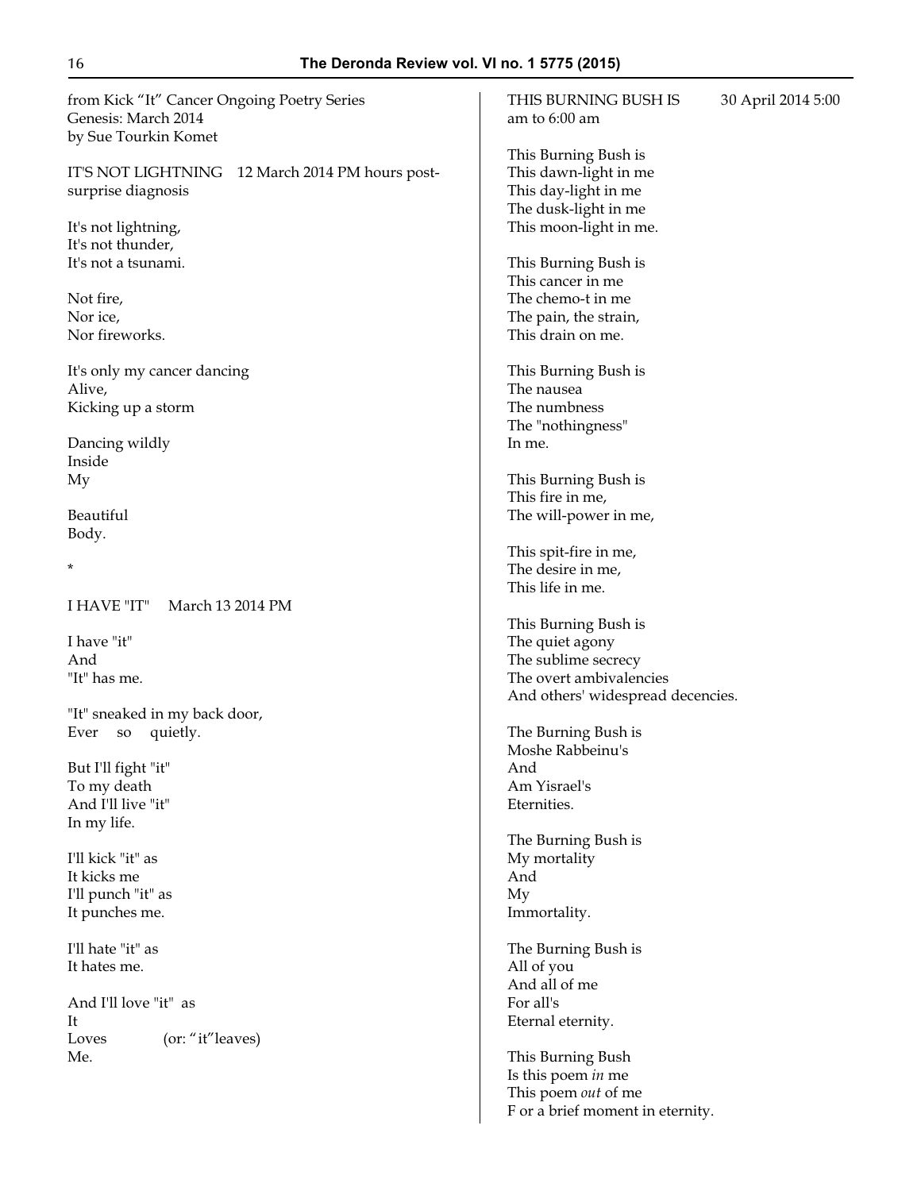from Kick "It" Cancer Ongoing Poetry Series
Genesis: March 2014
by Sue Tourkin Komet

IT'S NOT LIGHTNING    12 March 2014 PM hours post-surprise diagnosis

It's not lightning,
It's not thunder,
It's not a tsunami.

Not fire,
Nor ice,
Nor fireworks.

It's only my cancer dancing
Alive,
Kicking up a storm

Dancing wildly
Inside
My

Beautiful
Body.

*

I HAVE "IT"    March 13 2014 PM

I have "it"
And
"It" has me.

"It" sneaked in my back door,
Ever    so    quietly.

But I'll fight "it"
To my death
And I'll live "it"
In my life.

I'll kick "it" as
It kicks me
I'll punch "it" as
It punches me.

I'll hate "it" as
It hates me.

And I'll love "it" as
It
Loves    (or: "it" leaves)
Me.

THIS BURNING BUSH IS    30 April 2014 5:00 am to 6:00 am

This Burning Bush is
This dawn-light in me
This day-light in me
The dusk-light in me
This moon-light in me.

This Burning Bush is
This cancer in me
The chemo-t in me
The pain, the strain,
This drain on me.

This Burning Bush is
The nausea
The numbness
The "nothingness"
In me.

This Burning Bush is
This fire in me,
The will-power in me,

This spit-fire in me,
The desire in me,
This life in me.

This Burning Bush is
The quiet agony
The sublime secrecy
The overt ambivalencies
And others' widespread decencies.

The Burning Bush is
Moshe Rabbeinu's
And
Am Yisrael's
Eternities.

The Burning Bush is
My mortality
And
My
Immortality.

The Burning Bush is
All of you
And all of me
For all's
Eternal eternity.

This Burning Bush
Is this poem *in* me
This poem *out* of me
F or a brief moment in eternity.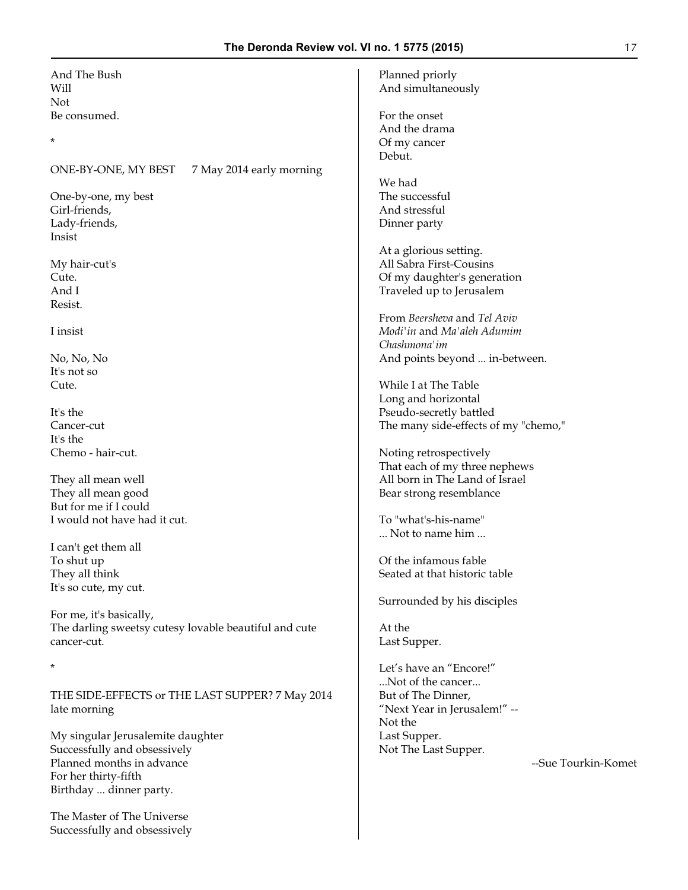And The Bush  
Will  
Not  
Be consumed.

*

ONE-BY-ONE, MY BEST     7 May 2014 early morning

One-by-one, my best  
Girl-friends,  
Lady-friends,  
Insist

My hair-cut's  
Cute.  
And I  
Resist.

I insist

No, No, No  
It's not so  
Cute.

It's the  
Cancer-cut  
It's the  
Chemo - hair-cut.

They all mean well  
They all mean good  
But for me if I could  
I would not have had it cut.

I can't get them all  
To shut up  
They all think  
It's so cute, my cut.

For me, it's basically,  
The darling sweetsy cutesy lovable beautiful and cute cancer-cut.

*

THE SIDE-EFFECTS or THE LAST SUPPER? 7 May 2014 late morning

My singular Jerusalemite daughter  
Successfully and obsessively  
Planned months in advance  
For her thirty-fifth  
Birthday ... dinner party.

The Master of The Universe  
Successfully and obsessively  
Planned priorly  
And simultaneously

For the onset  
And the drama  
Of my cancer  
Debut.

We had  
The successful  
And stressful  
Dinner party

At a glorious setting.  
All Sabra First-Cousins  
Of my daughter's generation  
Traveled up to Jerusalem

From *Beersheva* and *Tel Aviv*  
*Modi'in* and *Ma'aleh Adumim*  
*Chashmona'im*  
And points beyond ... in-between.

While I at The Table  
Long and horizontal  
Pseudo-secretly battled  
The many side-effects of my "chemo,"

Noting retrospectively  
That each of my three nephews  
All born in The Land of Israel  
Bear strong resemblance

To "what's-his-name"  
... Not to name him ...

Of the infamous fable  
Seated at that historic table

Surrounded by his disciples

At the  
Last Supper.

Let's have an "Encore!"  
...Not of the cancer...  
But of The Dinner,  
"Next Year in Jerusalem!" --  
Not the  
Last Supper.  
Not The Last Supper.

--Sue Tourkin-Komet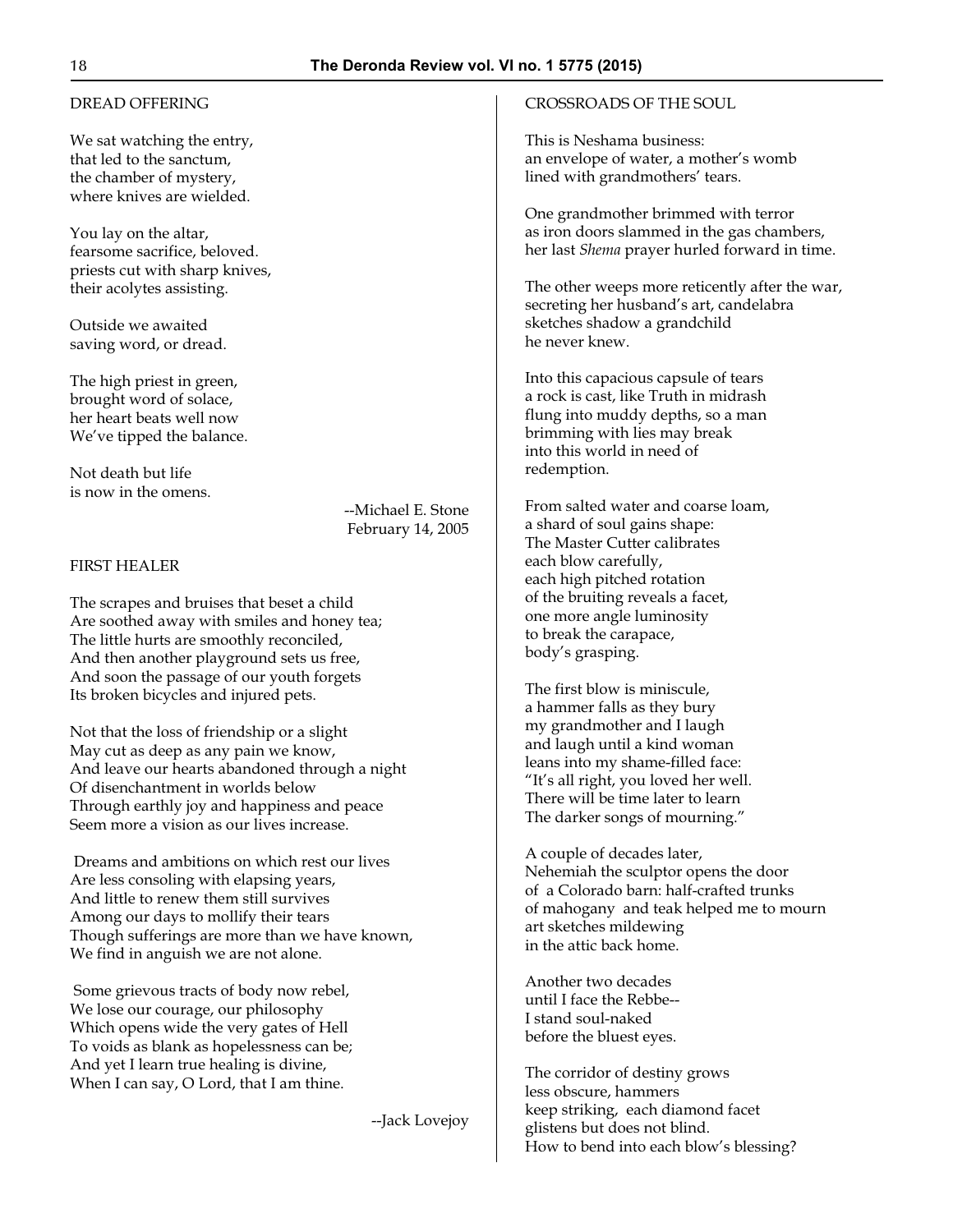## DREAD OFFERING

We sat watching the entry,  
that led to the sanctum,  
the chamber of mystery,  
where knives are wielded.

You lay on the altar,  
fearsome sacrifice, beloved.  
priests cut with sharp knives,  
their acolytes assisting.

Outside we awaited  
saving word, or dread.

The high priest in green,  
brought word of solace,  
her heart beats well now  
We've tipped the balance.

Not death but life  
is now in the omens.

--Michael E. Stone  
February 14, 2005

## FIRST HEALER

The scrapes and bruises that beset a child  
Are soothed away with smiles and honey tea;  
The little hurts are smoothly reconciled,  
And then another playground sets us free,  
And soon the passage of our youth forgets  
Its broken bicycles and injured pets.

Not that the loss of friendship or a slight  
May cut as deep as any pain we know,  
And leave our hearts abandoned through a night  
Of disenchantment in worlds below  
Through earthly joy and happiness and peace  
Seem more a vision as our lives increase.

Dreams and ambitions on which rest our lives  
Are less consoling with elapsing years,  
And little to renew them still survives  
Among our days to mollify their tears  
Though sufferings are more than we have known,  
We find in anguish we are not alone.

Some grievous tracts of body now rebel,  
We lose our courage, our philosophy  
Which opens wide the very gates of Hell  
To voids as blank as hopelessness can be;  
And yet I learn true healing is divine,  
When I can say, O Lord, that I am thine.

--Jack Lovejoy

## CROSSROADS OF THE SOUL

This is Neshama business:  
an envelope of water, a mother's womb  
lined with grandmothers' tears.

One grandmother brimmed with terror  
as iron doors slammed in the gas chambers,  
her last *Shema* prayer hurled forward in time.

The other weeps more reticently after the war,  
secreting her husband's art, candelabra  
sketches shadow a grandchild  
he never knew.

Into this capacious capsule of tears  
a rock is cast, like Truth in midrash  
flung into muddy depths, so a man  
brimming with lies may break  
into this world in need of  
redemption.

From salted water and coarse loam,  
a shard of soul gains shape:  
The Master Cutter calibrates  
each blow carefully,  
each high pitched rotation  
of the bruiting reveals a facet,  
one more angle luminosity  
to break the carapace,  
body's grasping.

The first blow is miniscule,  
a hammer falls as they bury  
my grandmother and I laugh  
and laugh until a kind woman  
leans into my shame-filled face:  
"It's all right, you loved her well.  
There will be time later to learn  
The darker songs of mourning."

A couple of decades later,  
Nehemiah the sculptor opens the door  
of a Colorado barn: half-crafted trunks  
of mahogany and teak helped me to mourn  
art sketches mildewing  
in the attic back home.

Another two decades  
until I face the Rebbe--  
I stand soul-naked  
before the bluest eyes.

The corridor of destiny grows  
less obscure, hammers  
keep striking, each diamond facet  
glistens but does not blind.  
How to bend into each blow's blessing?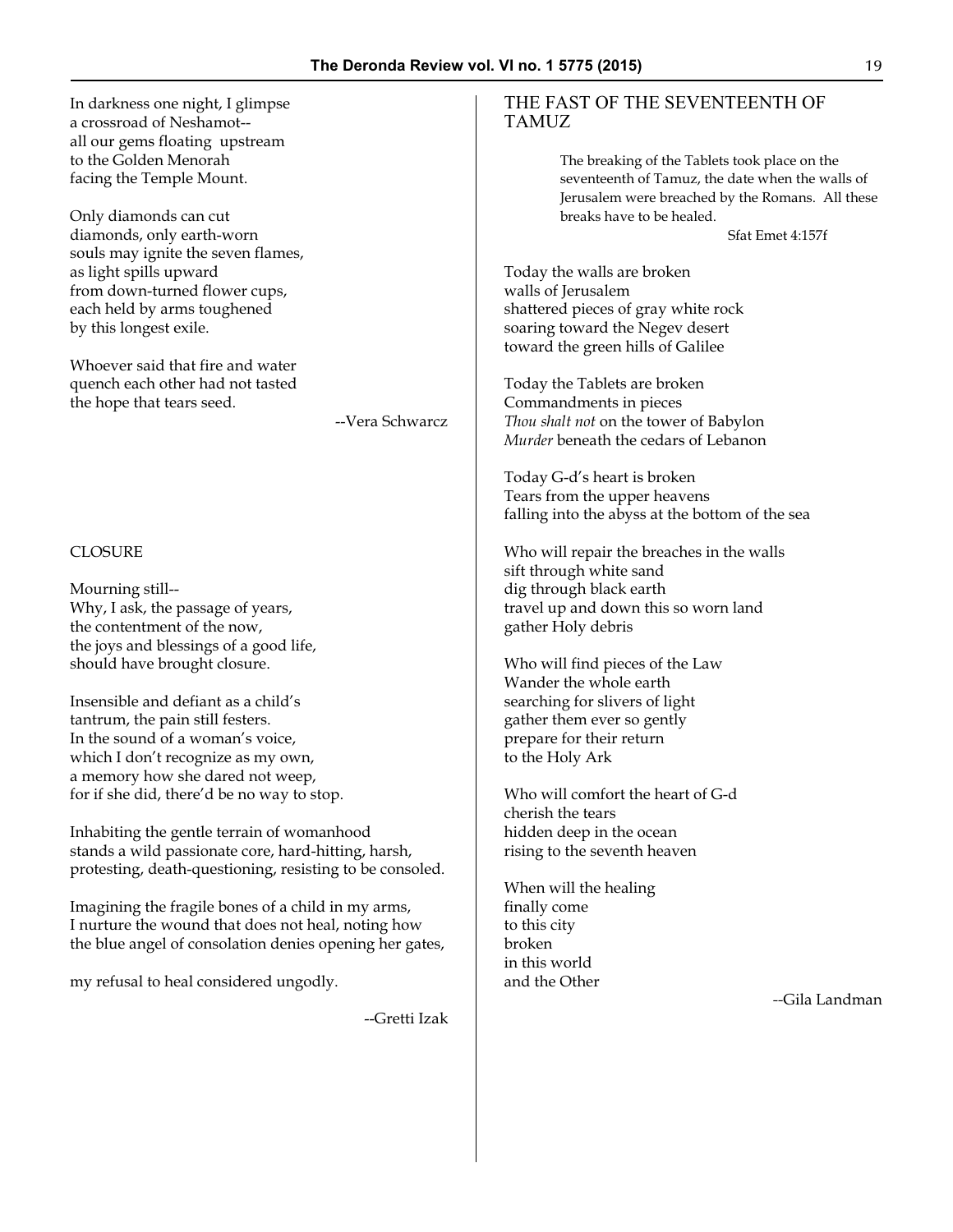In darkness one night, I glimpse
a crossroad of Neshamot--
all our gems floating upstream
to the Golden Menorah
facing the Temple Mount.

Only diamonds can cut
diamonds, only earth-worn
souls may ignite the seven flames,
as light spills upward
from down-turned flower cups,
each held by arms toughened
by this longest exile.

Whoever said that fire and water
quench each other had not tasted
the hope that tears seed.

--Vera Schwarcz

## CLOSURE

Mourning still--
Why, I ask, the passage of years,
the contentment of the now,
the joys and blessings of a good life,
should have brought closure.

Insensible and defiant as a child's
tantrum, the pain still festers.
In the sound of a woman's voice,
which I don't recognize as my own,
a memory how she dared not weep,
for if she did, there'd be no way to stop.

Inhabiting the gentle terrain of womanhood
stands a wild passionate core, hard-hitting, harsh,
protesting, death-questioning, resisting to be consoled.

Imagining the fragile bones of a child in my arms,
I nurture the wound that does not heal, noting how
the blue angel of consolation denies opening her gates,

my refusal to heal considered ungodly.

--Gretti Izak

## THE FAST OF THE SEVENTEENTH OF TAMUZ

> The breaking of the Tablets took place on the seventeenth of Tamuz, the date when the walls of Jerusalem were breached by the Romans. All these breaks have to be healed.
>
> Sfat Emet 4:157f

Today the walls are broken
walls of Jerusalem
shattered pieces of gray white rock
soaring toward the Negev desert
toward the green hills of Galilee

Today the Tablets are broken
Commandments in pieces
*Thou shalt not* on the tower of Babylon
*Murder* beneath the cedars of Lebanon

Today G-d's heart is broken
Tears from the upper heavens
falling into the abyss at the bottom of the sea

Who will repair the breaches in the walls
sift through white sand
dig through black earth
travel up and down this so worn land
gather Holy debris

Who will find pieces of the Law
Wander the whole earth
searching for slivers of light
gather them ever so gently
prepare for their return
to the Holy Ark

Who will comfort the heart of G-d
cherish the tears
hidden deep in the ocean
rising to the seventh heaven

When will the healing
finally come
to this city
broken
in this world
and the Other

--Gila Landman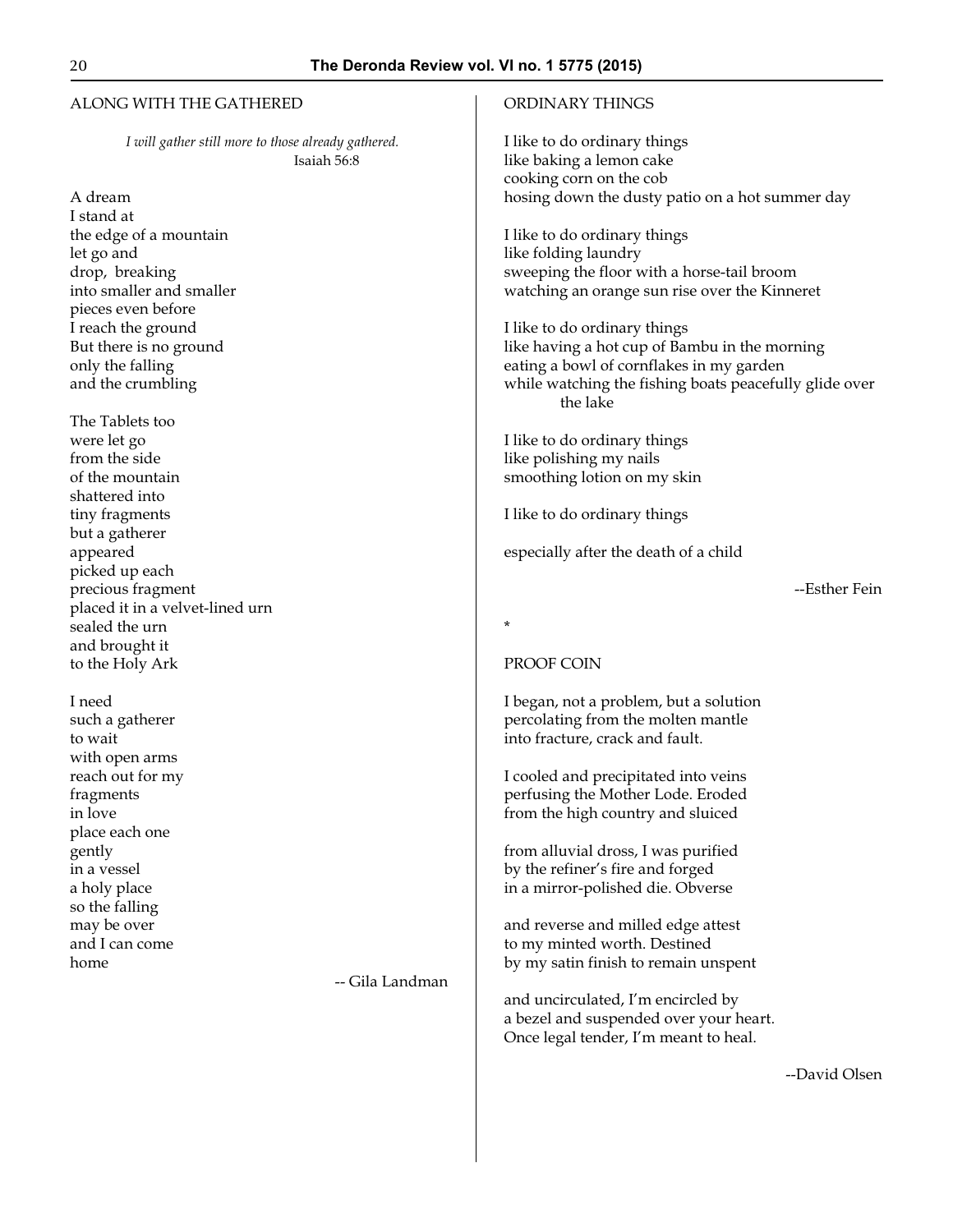## ALONG WITH THE GATHERED

*I will gather still more to those already gathered.*
Isaiah 56:8

A dream
I stand at
the edge of a mountain
let go and
drop, breaking
into smaller and smaller
pieces even before
I reach the ground
But there is no ground
only the falling
and the crumbling

The Tablets too
were let go
from the side
of the mountain
shattered into
tiny fragments
but a gatherer
appeared
picked up each
precious fragment
placed it in a velvet-lined urn
sealed the urn
and brought it
to the Holy Ark

I need
such a gatherer
to wait
with open arms
reach out for my
fragments
in love
place each one
gently
in a vessel
a holy place
so the falling
may be over
and I can come
home

-- Gila Landman

## ORDINARY THINGS

I like to do ordinary things
like baking a lemon cake
cooking corn on the cob
hosing down the dusty patio on a hot summer day

I like to do ordinary things
like folding laundry
sweeping the floor with a horse-tail broom
watching an orange sun rise over the Kinneret

I like to do ordinary things
like having a hot cup of Bambu in the morning
eating a bowl of cornflakes in my garden
while watching the fishing boats peacefully glide over
the lake

I like to do ordinary things
like polishing my nails
smoothing lotion on my skin

I like to do ordinary things

especially after the death of a child

--Esther Fein

*

## PROOF COIN

I began, not a problem, but a solution
percolating from the molten mantle
into fracture, crack and fault.

I cooled and precipitated into veins
perfusing the Mother Lode. Eroded
from the high country and sluiced

from alluvial dross, I was purified
by the refiner's fire and forged
in a mirror-polished die. Obverse

and reverse and milled edge attest
to my minted worth. Destined
by my satin finish to remain unspent

and uncirculated, I'm encircled by
a bezel and suspended over your heart.
Once legal tender, I'm meant to heal.

--David Olsen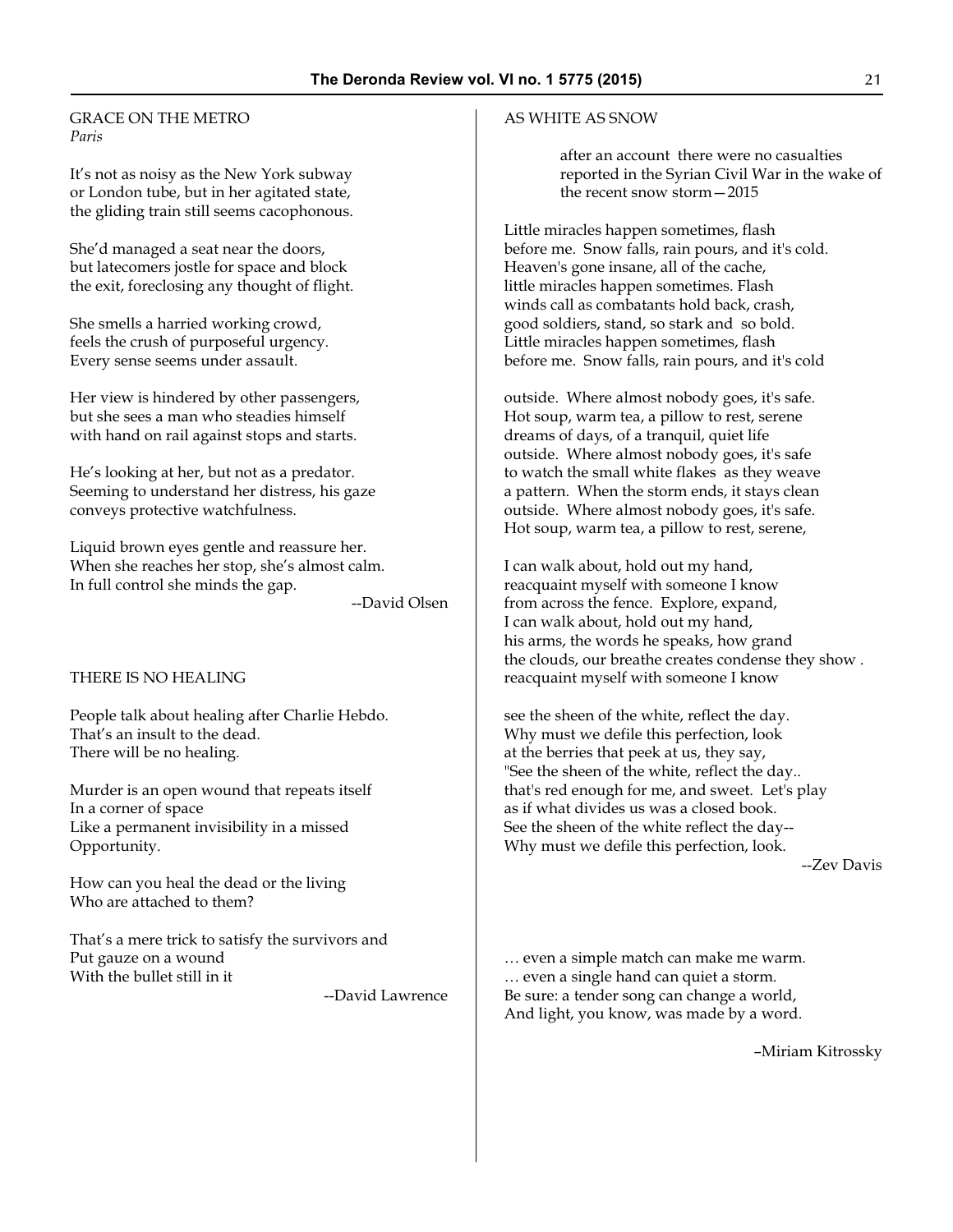## GRACE ON THE METRO

*Paris*

It's not as noisy as the New York subway
or London tube, but in her agitated state,
the gliding train still seems cacophonous.

She'd managed a seat near the doors,
but latecomers jostle for space and block
the exit, foreclosing any thought of flight.

She smells a harried working crowd,
feels the crush of purposeful urgency.
Every sense seems under assault.

Her view is hindered by other passengers,
but she sees a man who steadies himself
with hand on rail against stops and starts.

He's looking at her, but not as a predator.
Seeming to understand her distress, his gaze
conveys protective watchfulness.

Liquid brown eyes gentle and reassure her.
When she reaches her stop, she's almost calm.
In full control she minds the gap.

--David Olsen

## THERE IS NO HEALING

People talk about healing after Charlie Hebdo.
That's an insult to the dead.
There will be no healing.

Murder is an open wound that repeats itself
In a corner of space
Like a permanent invisibility in a missed
Opportunity.

How can you heal the dead or the living
Who are attached to them?

That's a mere trick to satisfy the survivors and
Put gauze on a wound
With the bullet still in it

--David Lawrence

## AS WHITE AS SNOW

> after an account there were no casualties reported in the Syrian Civil War in the wake of the recent snow storm—2015

Little miracles happen sometimes, flash
before me. Snow falls, rain pours, and it's cold.
Heaven's gone insane, all of the cache,
little miracles happen sometimes. Flash
winds call as combatants hold back, crash,
good soldiers, stand, so stark and so bold.
Little miracles happen sometimes, flash
before me. Snow falls, rain pours, and it's cold

outside. Where almost nobody goes, it's safe.
Hot soup, warm tea, a pillow to rest, serene
dreams of days, of a tranquil, quiet life
outside. Where almost nobody goes, it's safe
to watch the small white flakes as they weave
a pattern. When the storm ends, it stays clean
outside. Where almost nobody goes, it's safe.
Hot soup, warm tea, a pillow to rest, serene,

I can walk about, hold out my hand,
reacquaint myself with someone I know
from across the fence. Explore, expand,
I can walk about, hold out my hand,
his arms, the words he speaks, how grand
the clouds, our breathe creates condense they show .
reacquaint myself with someone I know

see the sheen of the white, reflect the day.
Why must we defile this perfection, look
at the berries that peek at us, they say,
"See the sheen of the white, reflect the day..
that's red enough for me, and sweet. Let's play
as if what divides us was a closed book.
See the sheen of the white reflect the day--
Why must we defile this perfection, look.

--Zev Davis

… even a simple match can make me warm.
… even a single hand can quiet a storm.
Be sure: a tender song can change a world,
And light, you know, was made by a word.

–Miriam Kitrossky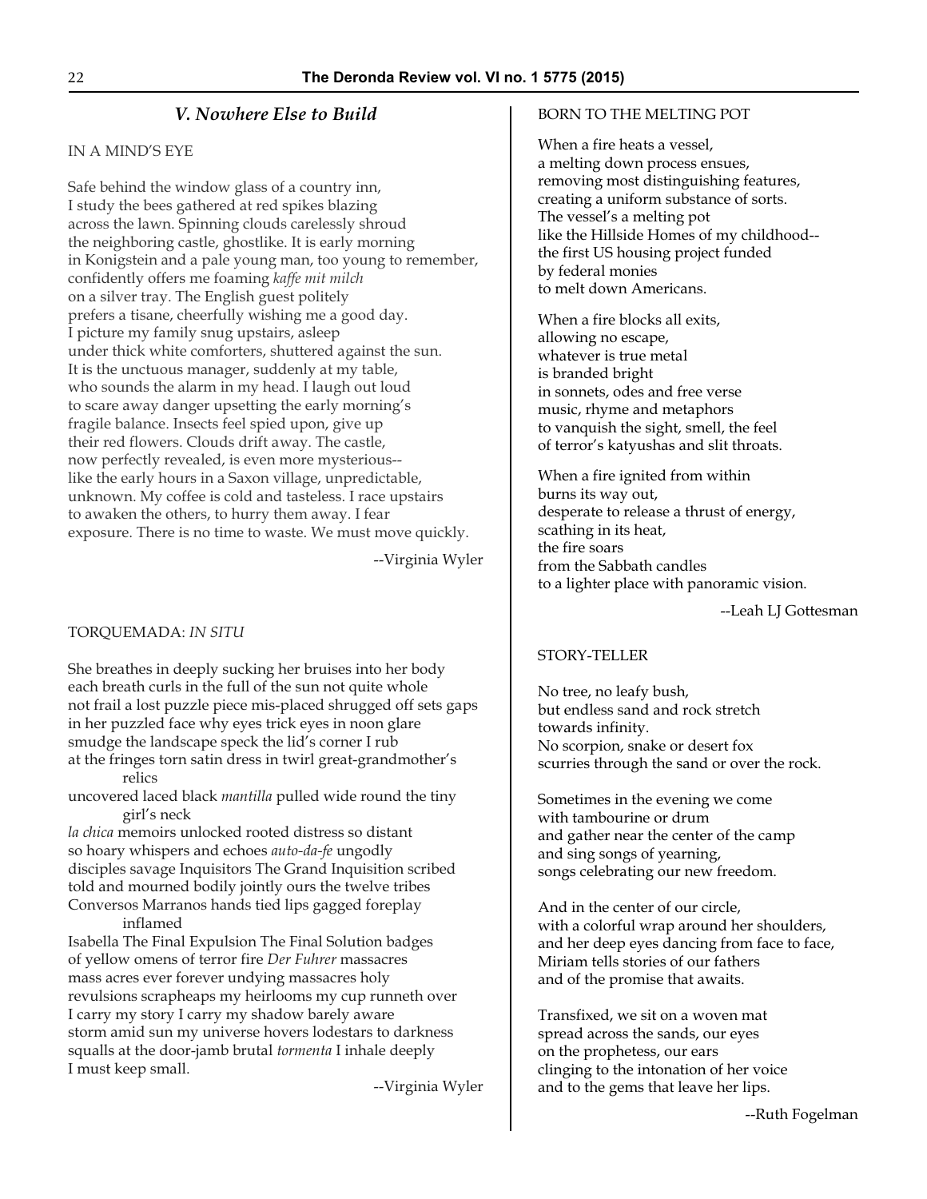## *V. Nowhere Else to Build*

### IN A MIND'S EYE

Safe behind the window glass of a country inn,
I study the bees gathered at red spikes blazing
across the lawn. Spinning clouds carelessly shroud
the neighboring castle, ghostlike. It is early morning
in Konigstein and a pale young man, too young to remember,
confidently offers me foaming *kaffe mit milch*
on a silver tray. The English guest politely
prefers a tisane, cheerfully wishing me a good day.
I picture my family snug upstairs, asleep
under thick white comforters, shuttered against the sun.
It is the unctuous manager, suddenly at my table,
who sounds the alarm in my head. I laugh out loud
to scare away danger upsetting the early morning's
fragile balance. Insects feel spied upon, give up
their red flowers. Clouds drift away. The castle,
now perfectly revealed, is even more mysterious--
like the early hours in a Saxon village, unpredictable,
unknown. My coffee is cold and tasteless. I race upstairs
to awaken the others, to hurry them away. I fear
exposure. There is no time to waste. We must move quickly.

--Virginia Wyler

### TORQUEMADA: *IN SITU*

She breathes in deeply sucking her bruises into her body
each breath curls in the full of the sun not quite whole
not frail a lost puzzle piece mis-placed shrugged off sets gaps
in her puzzled face why eyes trick eyes in noon glare
smudge the landscape speck the lid's corner I rub
at the fringes torn satin dress in twirl great-grandmother's relics
uncovered laced black *mantilla* pulled wide round the tiny girl's neck
*la chica* memoirs unlocked rooted distress so distant
so hoary whispers and echoes *auto-da-fe* ungodly
disciples savage Inquisitors The Grand Inquisition scribed
told and mourned bodily jointly ours the twelve tribes
Conversos Marranos hands tied lips gagged foreplay inflamed
Isabella The Final Expulsion The Final Solution badges
of yellow omens of terror fire *Der Fuhrer* massacres
mass acres ever forever undying massacres holy
revulsions scrapheaps my heirlooms my cup runneth over
I carry my story I carry my shadow barely aware
storm amid sun my universe hovers lodestars to darkness
squalls at the door-jamb brutal *tormenta* I inhale deeply
I must keep small.

--Virginia Wyler

### BORN TO THE MELTING POT

When a fire heats a vessel,
a melting down process ensues,
removing most distinguishing features,
creating a uniform substance of sorts.
The vessel's a melting pot
like the Hillside Homes of my childhood--
the first US housing project funded
by federal monies
to melt down Americans.

When a fire blocks all exits,
allowing no escape,
whatever is true metal
is branded bright
in sonnets, odes and free verse
music, rhyme and metaphors
to vanquish the sight, smell, the feel
of terror's katyushas and slit throats.

When a fire ignited from within
burns its way out,
desperate to release a thrust of energy,
scathing in its heat,
the fire soars
from the Sabbath candles
to a lighter place with panoramic vision.

--Leah LJ Gottesman

### STORY-TELLER

No tree, no leafy bush,
but endless sand and rock stretch
towards infinity.
No scorpion, snake or desert fox
scurries through the sand or over the rock.

Sometimes in the evening we come
with tambourine or drum
and gather near the center of the camp
and sing songs of yearning,
songs celebrating our new freedom.

And in the center of our circle,
with a colorful wrap around her shoulders,
and her deep eyes dancing from face to face,
Miriam tells stories of our fathers
and of the promise that awaits.

Transfixed, we sit on a woven mat
spread across the sands, our eyes
on the prophetess, our ears
clinging to the intonation of her voice
and to the gems that leave her lips.

--Ruth Fogelman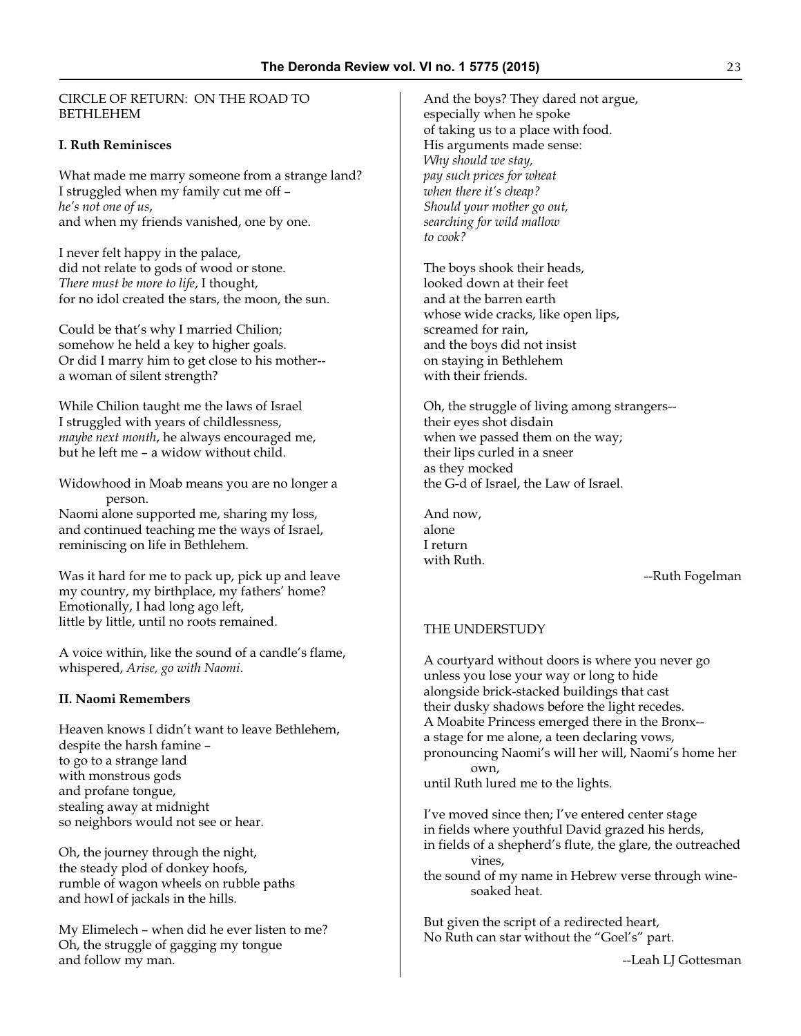## CIRCLE OF RETURN: ON THE ROAD TO BETHLEHEM

**I. Ruth Reminisces**

What made me marry someone from a strange land?
I struggled when my family cut me off –
*he's not one of us*,
and when my friends vanished, one by one.

I never felt happy in the palace,
did not relate to gods of wood or stone.
*There must be more to life*, I thought,
for no idol created the stars, the moon, the sun.

Could be that's why I married Chilion;
somehow he held a key to higher goals.
Or did I marry him to get close to his mother--
a woman of silent strength?

While Chilion taught me the laws of Israel
I struggled with years of childlessness,
*maybe next month*, he always encouraged me,
but he left me – a widow without child.

Widowhood in Moab means you are no longer a person.
Naomi alone supported me, sharing my loss,
and continued teaching me the ways of Israel,
reminiscing on life in Bethlehem.

Was it hard for me to pack up, pick up and leave
my country, my birthplace, my fathers' home?
Emotionally, I had long ago left,
little by little, until no roots remained.

A voice within, like the sound of a candle's flame,
whispered, *Arise, go with Naomi*.

**II. Naomi Remembers**

Heaven knows I didn't want to leave Bethlehem,
despite the harsh famine –
to go to a strange land
with monstrous gods
and profane tongue,
stealing away at midnight
so neighbors would not see or hear.

Oh, the journey through the night,
the steady plod of donkey hoofs,
rumble of wagon wheels on rubble paths
and howl of jackals in the hills.

My Elimelech – when did he ever listen to me?
Oh, the struggle of gagging my tongue
and follow my man.

And the boys? They dared not argue,
especially when he spoke
of taking us to a place with food.
His arguments made sense:
*Why should we stay,*
*pay such prices for wheat*
*when there it's cheap?*
*Should your mother go out,*
*searching for wild mallow*
*to cook?*

The boys shook their heads,
looked down at their feet
and at the barren earth
whose wide cracks, like open lips,
screamed for rain,
and the boys did not insist
on staying in Bethlehem
with their friends.

Oh, the struggle of living among strangers--
their eyes shot disdain
when we passed them on the way;
their lips curled in a sneer
as they mocked
the G-d of Israel, the Law of Israel.

And now,
alone
I return
with Ruth.

--Ruth Fogelman

## THE UNDERSTUDY

A courtyard without doors is where you never go
unless you lose your way or long to hide
alongside brick-stacked buildings that cast
their dusky shadows before the light recedes.
A Moabite Princess emerged there in the Bronx--
a stage for me alone, a teen declaring vows,
pronouncing Naomi's will her will, Naomi's home her own,
until Ruth lured me to the lights.

I've moved since then; I've entered center stage
in fields where youthful David grazed his herds,
in fields of a shepherd's flute, the glare, the outreached vines,
the sound of my name in Hebrew verse through wine-soaked heat.

But given the script of a redirected heart,
No Ruth can star without the "Goel's" part.

--Leah LJ Gottesman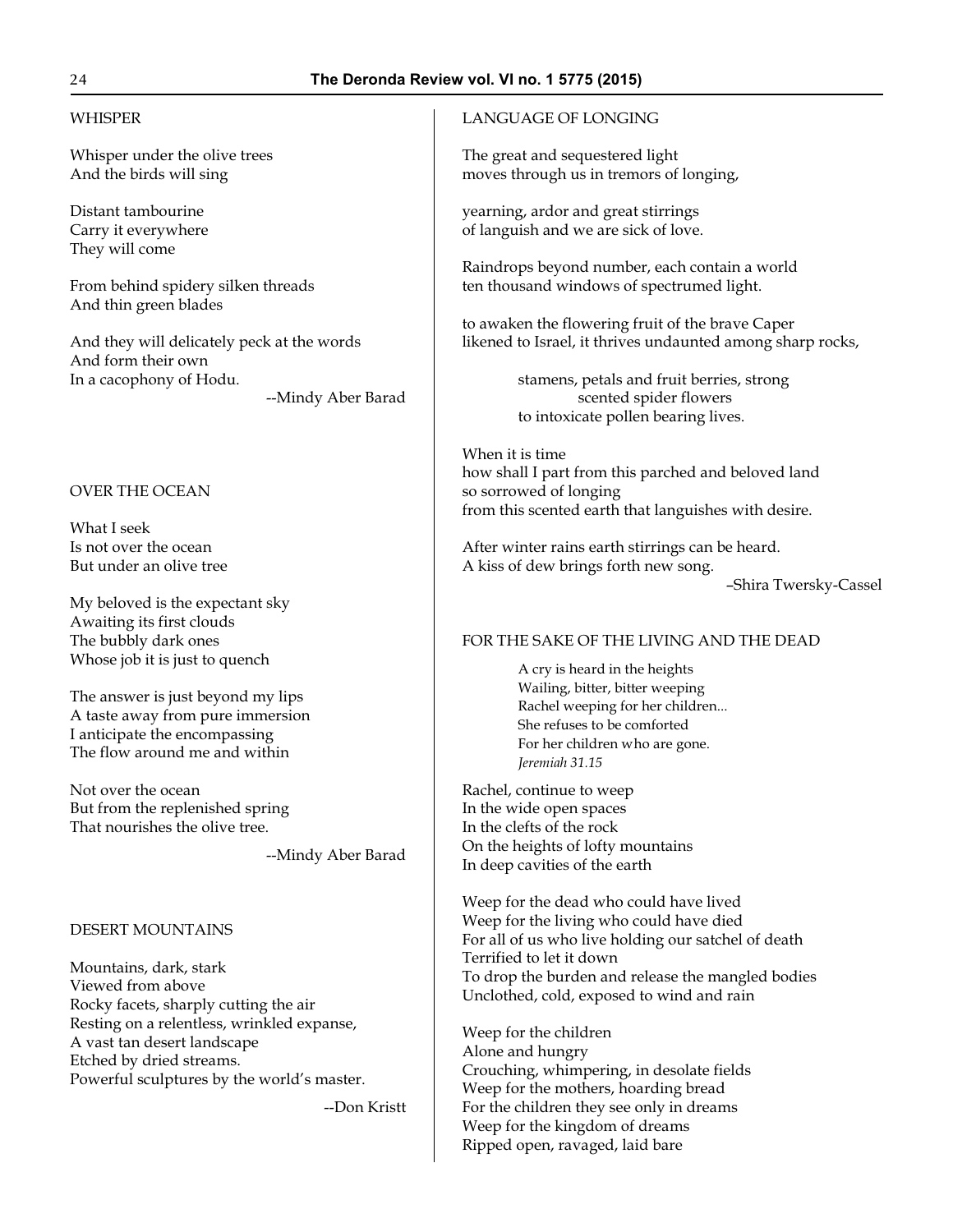## WHISPER

Whisper under the olive trees
And the birds will sing

Distant tambourine
Carry it everywhere
They will come

From behind spidery silken threads
And thin green blades

And they will delicately peck at the words
And form their own
In a cacophony of Hodu.

--Mindy Aber Barad

## OVER THE OCEAN

What I seek
Is not over the ocean
But under an olive tree

My beloved is the expectant sky
Awaiting its first clouds
The bubbly dark ones
Whose job it is just to quench

The answer is just beyond my lips
A taste away from pure immersion
I anticipate the encompassing
The flow around me and within

Not over the ocean
But from the replenished spring
That nourishes the olive tree.

--Mindy Aber Barad

## DESERT MOUNTAINS

Mountains, dark, stark
Viewed from above
Rocky facets, sharply cutting the air
Resting on a relentless, wrinkled expanse,
A vast tan desert landscape
Etched by dried streams.
Powerful sculptures by the world's master.

--Don Kristt

## LANGUAGE OF LONGING

The great and sequestered light
moves through us in tremors of longing,

yearning, ardor and great stirrings
of languish and we are sick of love.

Raindrops beyond number, each contain a world
ten thousand windows of spectrumed light.

to awaken the flowering fruit of the brave Caper
likened to Israel, it thrives undaunted among sharp rocks,

stamens, petals and fruit berries, strong
scented spider flowers
to intoxicate pollen bearing lives.

When it is time
how shall I part from this parched and beloved land
so sorrowed of longing
from this scented earth that languishes with desire.

After winter rains earth stirrings can be heard.
A kiss of dew brings forth new song.

–Shira Twersky-Cassel

## FOR THE SAKE OF THE LIVING AND THE DEAD

> A cry is heard in the heights
> Wailing, bitter, bitter weeping
> Rachel weeping for her children...
> She refuses to be comforted
> For her children who are gone.
> *Jeremiah 31.15*

Rachel, continue to weep
In the wide open spaces
In the clefts of the rock
On the heights of lofty mountains
In deep cavities of the earth

Weep for the dead who could have lived
Weep for the living who could have died
For all of us who live holding our satchel of death
Terrified to let it down
To drop the burden and release the mangled bodies
Unclothed, cold, exposed to wind and rain

Weep for the children
Alone and hungry
Crouching, whimpering, in desolate fields
Weep for the mothers, hoarding bread
For the children they see only in dreams
Weep for the kingdom of dreams
Ripped open, ravaged, laid bare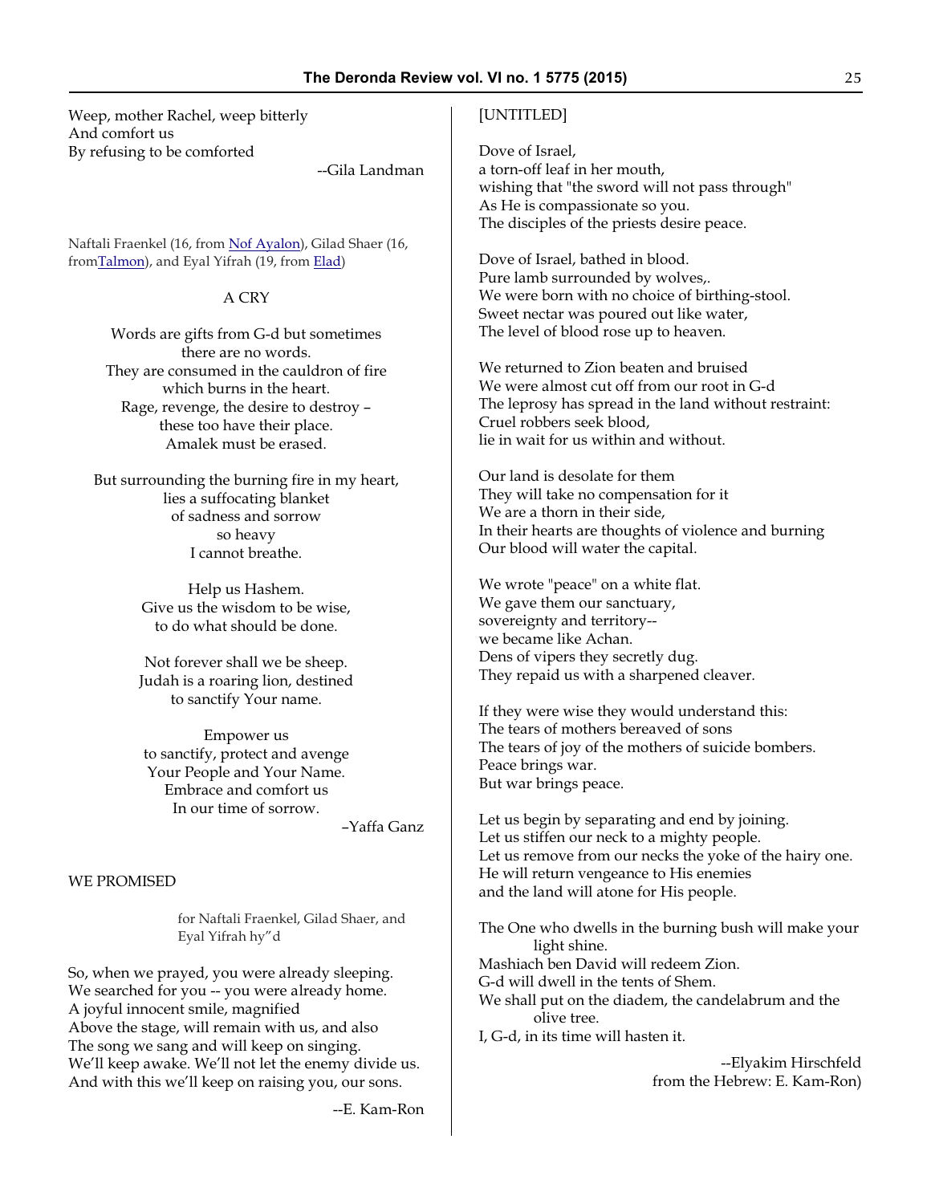Weep, mother Rachel, weep bitterly
And comfort us
By refusing to be comforted

--Gila Landman

Naftali Fraenkel (16, from Nof Ayalon), Gilad Shaer (16, fromTalmon), and Eyal Yifrah (19, from Elad)

A CRY

Words are gifts from G-d but sometimes
there are no words.
They are consumed in the cauldron of fire
which burns in the heart.
Rage, revenge, the desire to destroy –
these too have their place.
Amalek must be erased.

But surrounding the burning fire in my heart,
lies a suffocating blanket
of sadness and sorrow
so heavy
I cannot breathe.

Help us Hashem.
Give us the wisdom to be wise,
to do what should be done.

Not forever shall we be sheep.
Judah is a roaring lion, destined
to sanctify Your name.

Empower us
to sanctify, protect and avenge
Your People and Your Name.
Embrace and comfort us
In our time of sorrow.

–Yaffa Ganz

WE PROMISED

for Naftali Fraenkel, Gilad Shaer, and
Eyal Yifrah hy"d

So, when we prayed, you were already sleeping.
We searched for you -- you were already home.
A joyful innocent smile, magnified
Above the stage, will remain with us, and also
The song we sang and will keep on singing.
We'll keep awake. We'll not let the enemy divide us.
And with this we'll keep on raising you, our sons.

--E. Kam-Ron

[UNTITLED]

Dove of Israel,
a torn-off leaf in her mouth,
wishing that "the sword will not pass through"
As He is compassionate so you.
The disciples of the priests desire peace.

Dove of Israel, bathed in blood.
Pure lamb surrounded by wolves,.
We were born with no choice of birthing-stool.
Sweet nectar was poured out like water,
The level of blood rose up to heaven.

We returned to Zion beaten and bruised
We were almost cut off from our root in G-d
The leprosy has spread in the land without restraint:
Cruel robbers seek blood,
lie in wait for us within and without.

Our land is desolate for them
They will take no compensation for it
We are a thorn in their side,
In their hearts are thoughts of violence and burning
Our blood will water the capital.

We wrote "peace" on a white flat.
We gave them our sanctuary,
sovereignty and territory--
we became like Achan.
Dens of vipers they secretly dug.
They repaid us with a sharpened cleaver.

If they were wise they would understand this:
The tears of mothers bereaved of sons
The tears of joy of the mothers of suicide bombers.
Peace brings war.
But war brings peace.

Let us begin by separating and end by joining.
Let us stiffen our neck to a mighty people.
Let us remove from our necks the yoke of the hairy one.
He will return vengeance to His enemies
and the land will atone for His people.

The One who dwells in the burning bush will make your
light shine.
Mashiach ben David will redeem Zion.
G-d will dwell in the tents of Shem.
We shall put on the diadem, the candelabrum and the
olive tree.
I, G-d, in its time will hasten it.

--Elyakim Hirschfeld
from the Hebrew: E. Kam-Ron)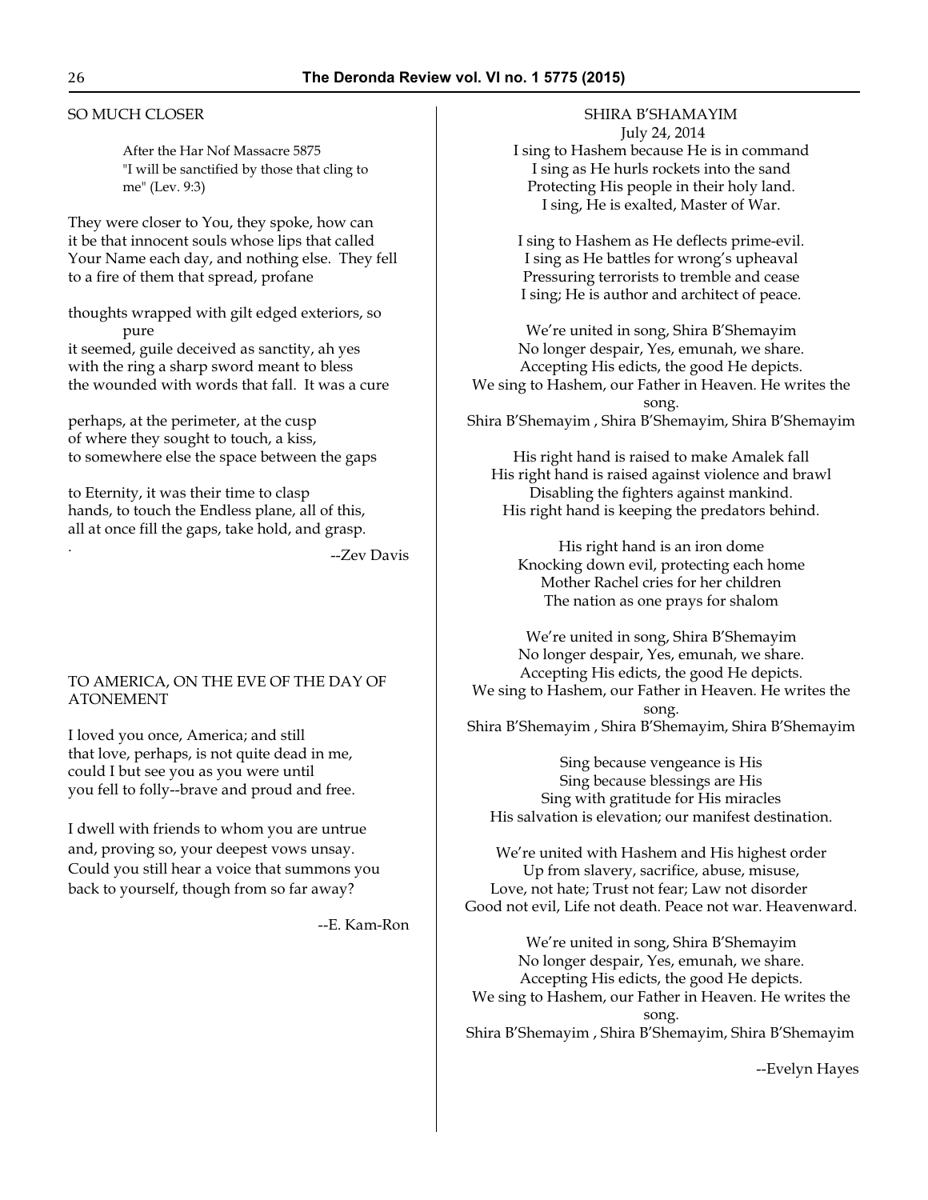## SO MUCH CLOSER

After the Har Nof Massacre 5875
"I will be sanctified by those that cling to me" (Lev. 9:3)

They were closer to You, they spoke, how can
it be that innocent souls whose lips that called
Your Name each day, and nothing else. They fell
to a fire of them that spread, profane

thoughts wrapped with gilt edged exteriors, so pure
it seemed, guile deceived as sanctity, ah yes
with the ring a sharp sword meant to bless
the wounded with words that fall. It was a cure

perhaps, at the perimeter, at the cusp
of where they sought to touch, a kiss,
to somewhere else the space between the gaps

to Eternity, it was their time to clasp
hands, to touch the Endless plane, all of this,
all at once fill the gaps, take hold, and grasp.

--Zev Davis

## TO AMERICA, ON THE EVE OF THE DAY OF ATONEMENT

I loved you once, America; and still
that love, perhaps, is not quite dead in me,
could I but see you as you were until
you fell to folly--brave and proud and free.

I dwell with friends to whom you are untrue
and, proving so, your deepest vows unsay.
Could you still hear a voice that summons you
back to yourself, though from so far away?

--E. Kam-Ron

## SHIRA B'SHAMAYIM

July 24, 2014

I sing to Hashem because He is in command
I sing as He hurls rockets into the sand
Protecting His people in their holy land.
I sing, He is exalted, Master of War.

I sing to Hashem as He deflects prime-evil.
I sing as He battles for wrong's upheaval
Pressuring terrorists to tremble and cease
I sing; He is author and architect of peace.

We're united in song, Shira B'Shemayim
No longer despair, Yes, emunah, we share.
Accepting His edicts, the good He depicts.
We sing to Hashem, our Father in Heaven. He writes the song.
Shira B'Shemayim , Shira B'Shemayim, Shira B'Shemayim

His right hand is raised to make Amalek fall
His right hand is raised against violence and brawl
Disabling the fighters against mankind.
His right hand is keeping the predators behind.

His right hand is an iron dome
Knocking down evil, protecting each home
Mother Rachel cries for her children
The nation as one prays for shalom

We're united in song, Shira B'Shemayim
No longer despair, Yes, emunah, we share.
Accepting His edicts, the good He depicts.
We sing to Hashem, our Father in Heaven. He writes the song.
Shira B'Shemayim , Shira B'Shemayim, Shira B'Shemayim

Sing because vengeance is His
Sing because blessings are His
Sing with gratitude for His miracles
His salvation is elevation; our manifest destination.

We're united with Hashem and His highest order
Up from slavery, sacrifice, abuse, misuse,
Love, not hate; Trust not fear; Law not disorder
Good not evil, Life not death. Peace not war. Heavenward.

We're united in song, Shira B'Shemayim
No longer despair, Yes, emunah, we share.
Accepting His edicts, the good He depicts.
We sing to Hashem, our Father in Heaven. He writes the song.
Shira B'Shemayim , Shira B'Shemayim, Shira B'Shemayim

--Evelyn Hayes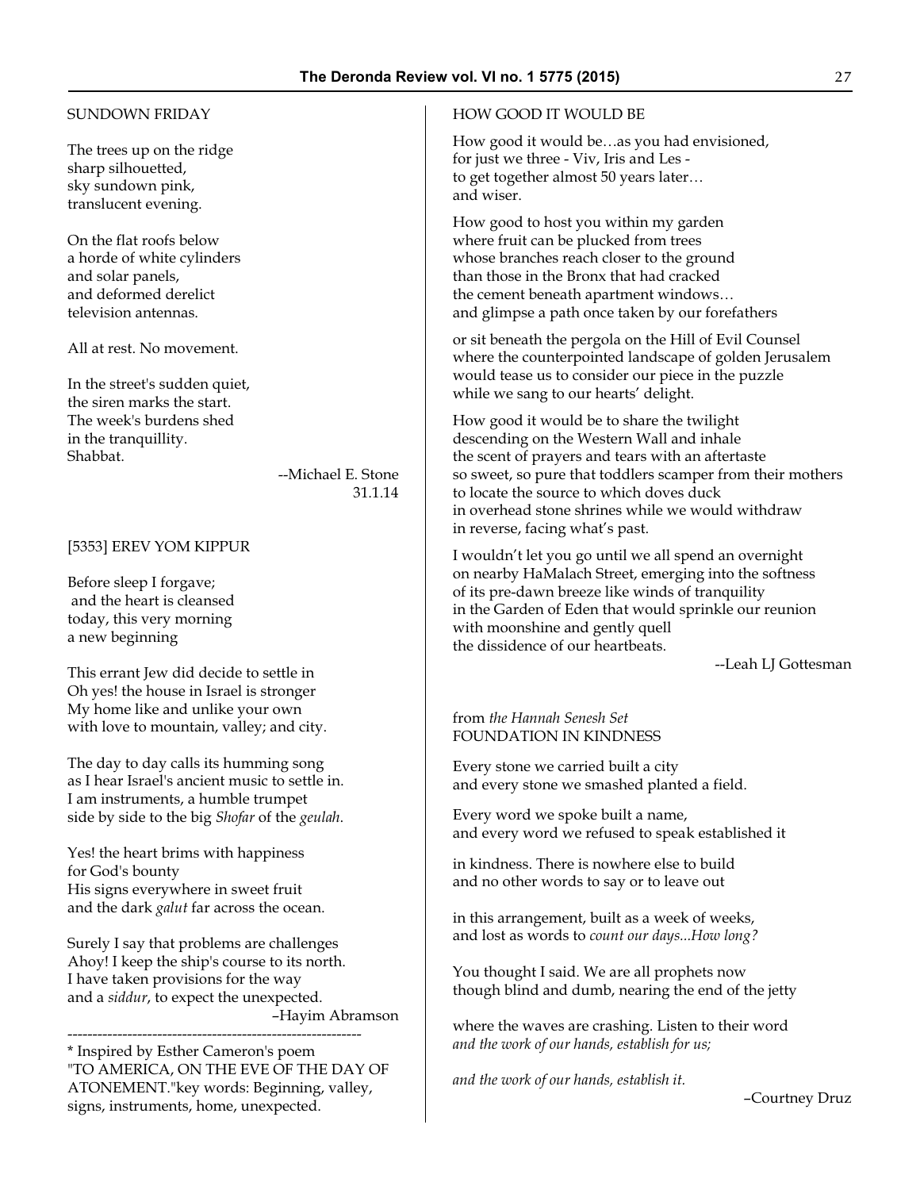## SUNDOWN FRIDAY

The trees up on the ridge
sharp silhouetted,
sky sundown pink,
translucent evening.

On the flat roofs below
a horde of white cylinders
and solar panels,
and deformed derelict
television antennas.

All at rest. No movement.

In the street's sudden quiet,
the siren marks the start.
The week's burdens shed
in the tranquillity.
Shabbat.

--Michael E. Stone
31.1.14

## [5353] EREV YOM KIPPUR

Before sleep I forgave;
and the heart is cleansed
today, this very morning
a new beginning

This errant Jew did decide to settle in
Oh yes! the house in Israel is stronger
My home like and unlike your own
with love to mountain, valley; and city.

The day to day calls its humming song
as I hear Israel's ancient music to settle in.
I am instruments, a humble trumpet
side by side to the big *Shofar* of the *geulah*.

Yes! the heart brims with happiness
for God's bounty
His signs everywhere in sweet fruit
and the dark *galut* far across the ocean.

Surely I say that problems are challenges
Ahoy! I keep the ship's course to its north.
I have taken provisions for the way
and a *siddur*, to expect the unexpected.

–Hayim Abramson

---

* Inspired by Esther Cameron's poem "TO AMERICA, ON THE EVE OF THE DAY OF ATONEMENT."key words: Beginning, valley, signs, instruments, home, unexpected.

## HOW GOOD IT WOULD BE

How good it would be…as you had envisioned,
for just we three - Viv, Iris and Les -
to get together almost 50 years later…
and wiser.

How good to host you within my garden
where fruit can be plucked from trees
whose branches reach closer to the ground
than those in the Bronx that had cracked
the cement beneath apartment windows…
and glimpse a path once taken by our forefathers

or sit beneath the pergola on the Hill of Evil Counsel
where the counterpointed landscape of golden Jerusalem
would tease us to consider our piece in the puzzle
while we sang to our hearts' delight.

How good it would be to share the twilight
descending on the Western Wall and inhale
the scent of prayers and tears with an aftertaste
so sweet, so pure that toddlers scamper from their mothers
to locate the source to which doves duck
in overhead stone shrines while we would withdraw
in reverse, facing what's past.

I wouldn't let you go until we all spend an overnight
on nearby HaMalach Street, emerging into the softness
of its pre-dawn breeze like winds of tranquility
in the Garden of Eden that would sprinkle our reunion
with moonshine and gently quell
the dissidence of our heartbeats.

--Leah LJ Gottesman

from *the Hannah Senesh Set*
## FOUNDATION IN KINDNESS

Every stone we carried built a city
and every stone we smashed planted a field.

Every word we spoke built a name,
and every word we refused to speak established it

in kindness. There is nowhere else to build
and no other words to say or to leave out

in this arrangement, built as a week of weeks,
and lost as words to *count our days...How long?*

You thought I said. We are all prophets now
though blind and dumb, nearing the end of the jetty

where the waves are crashing. Listen to their word
*and the work of our hands, establish for us;*

*and the work of our hands, establish it.*

–Courtney Druz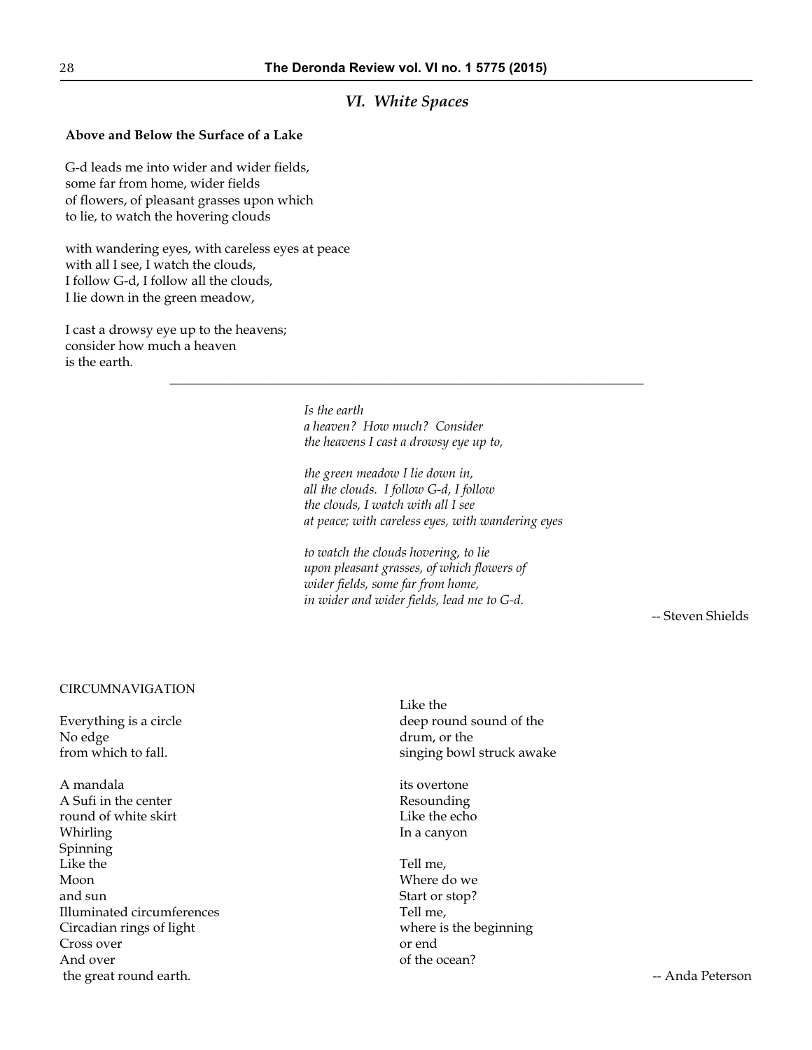## *VI. White Spaces*

**Above and Below the Surface of a Lake**

G-d leads me into wider and wider fields,
some far from home, wider fields
of flowers, of pleasant grasses upon which
to lie, to watch the hovering clouds

with wandering eyes, with careless eyes at peace
with all I see, I watch the clouds,
I follow G-d, I follow all the clouds,
I lie down in the green meadow,

I cast a drowsy eye up to the heavens;
consider how much a heaven
is the earth.

---

*Is the earth*
*a heaven? How much? Consider*
*the heavens I cast a drowsy eye up to,*

*the green meadow I lie down in,*
*all the clouds. I follow G-d, I follow*
*the clouds, I watch with all I see*
*at peace; with careless eyes, with wandering eyes*

*to watch the clouds hovering, to lie*
*upon pleasant grasses, of which flowers of*
*wider fields, some far from home,*
*in wider and wider fields, lead me to G-d.*

-- Steven Shields

CIRCUMNAVIGATION

Everything is a circle
No edge
from which to fall.

A mandala
A Sufi in the center
round of white skirt
Whirling
Spinning
Like the
Moon
and sun
Illuminated circumferences
Circadian rings of light
Cross over
And over
the great round earth.

Like the
deep round sound of the
drum, or the
singing bowl struck awake

its overtone
Resounding
Like the echo
In a canyon

Tell me,
Where do we
Start or stop?
Tell me,
where is the beginning
or end
of the ocean?

-- Anda Peterson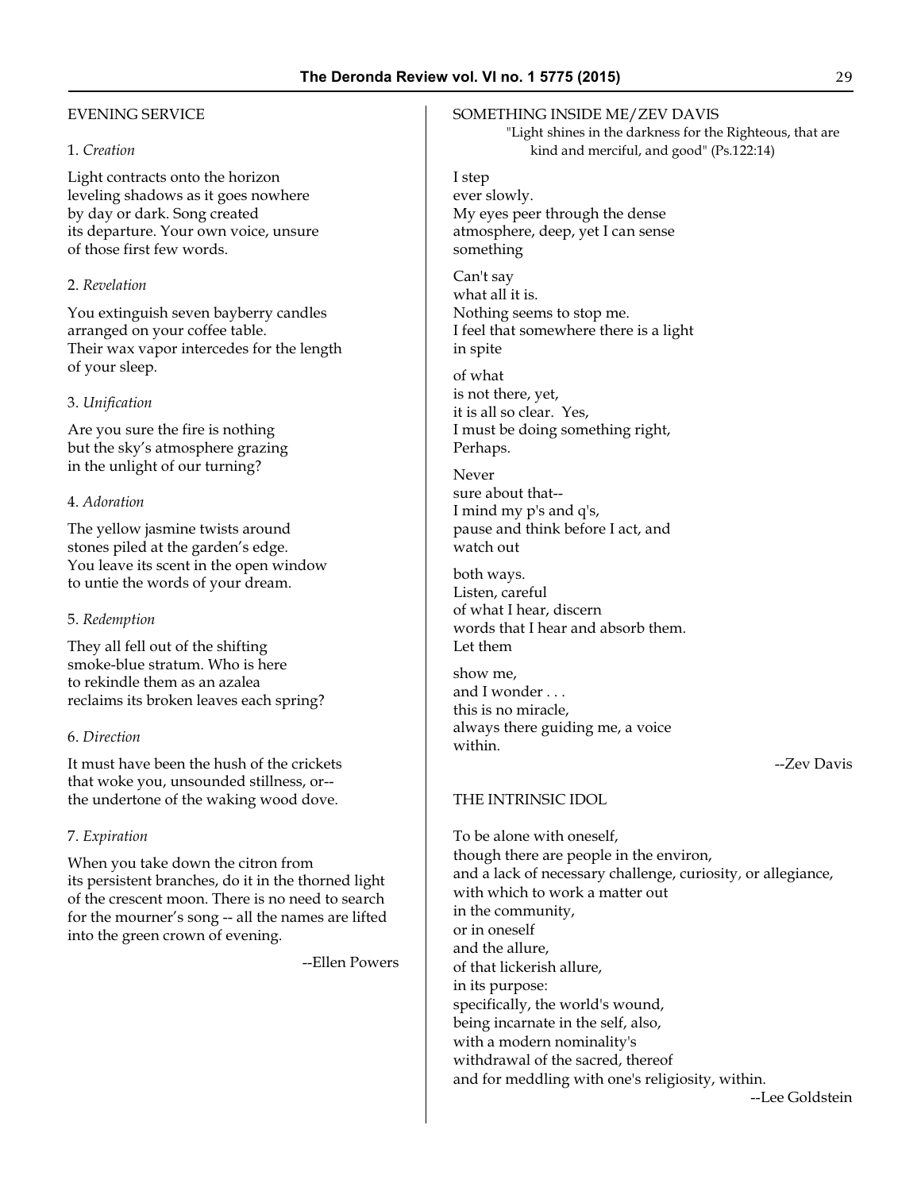## EVENING SERVICE

1. *Creation*

Light contracts onto the horizon  
leveling shadows as it goes nowhere  
by day or dark. Song created  
its departure. Your own voice, unsure  
of those first few words.

2. *Revelation*

You extinguish seven bayberry candles  
arranged on your coffee table.  
Their wax vapor intercedes for the length  
of your sleep.

3. *Unification*

Are you sure the fire is nothing  
but the sky's atmosphere grazing  
in the unlight of our turning?

4. *Adoration*

The yellow jasmine twists around  
stones piled at the garden's edge.  
You leave its scent in the open window  
to untie the words of your dream.

5. *Redemption*

They all fell out of the shifting  
smoke-blue stratum. Who is here  
to rekindle them as an azalea  
reclaims its broken leaves each spring?

6. *Direction*

It must have been the hush of the crickets  
that woke you, unsounded stillness, or--  
the undertone of the waking wood dove.

7. *Expiration*

When you take down the citron from  
its persistent branches, do it in the thorned light  
of the crescent moon. There is no need to search  
for the mourner's song -- all the names are lifted  
into the green crown of evening.

--Ellen Powers

## SOMETHING INSIDE ME/ZEV DAVIS

"Light shines in the darkness for the Righteous, that are kind and merciful, and good" (Ps.122:14)

I step  
ever slowly.  
My eyes peer through the dense  
atmosphere, deep, yet I can sense  
something

Can't say  
what all it is.  
Nothing seems to stop me.  
I feel that somewhere there is a light  
in spite

of what  
is not there, yet,  
it is all so clear. Yes,  
I must be doing something right,  
Perhaps.

Never  
sure about that--  
I mind my p's and q's,  
pause and think before I act, and  
watch out

both ways.  
Listen, careful  
of what I hear, discern  
words that I hear and absorb them.  
Let them

show me,  
and I wonder . . .  
this is no miracle,  
always there guiding me, a voice  
within.

--Zev Davis

## THE INTRINSIC IDOL

To be alone with oneself,  
though there are people in the environ,  
and a lack of necessary challenge, curiosity, or allegiance,  
with which to work a matter out  
in the community,  
or in oneself  
and the allure,  
of that lickerish allure,  
in its purpose:  
specifically, the world's wound,  
being incarnate in the self, also,  
with a modern nominality's  
withdrawal of the sacred, thereof  
and for meddling with one's religiosity, within.

--Lee Goldstein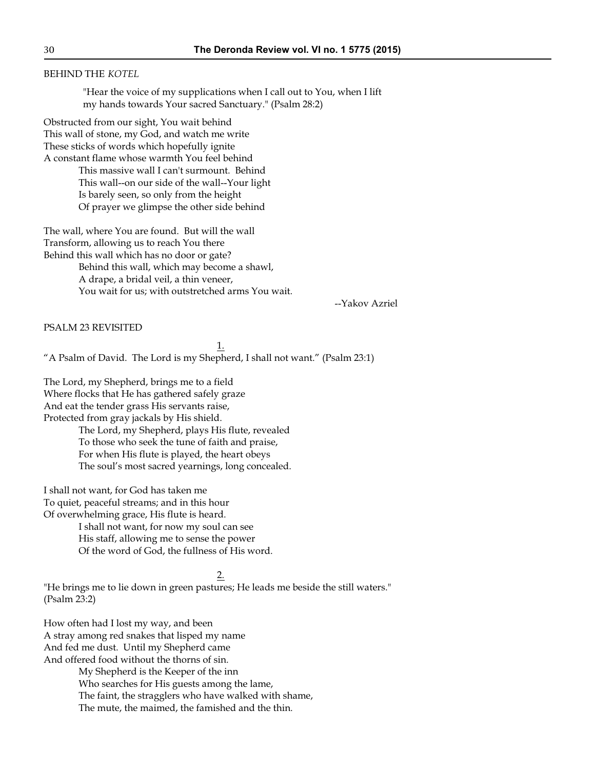## BEHIND THE *KOTEL*

> "Hear the voice of my supplications when I call out to You, when I lift my hands towards Your sacred Sanctuary." (Psalm 28:2)

Obstructed from our sight, You wait behind  
This wall of stone, my God, and watch me write  
These sticks of words which hopefully ignite  
A constant flame whose warmth You feel behind  
    This massive wall I can't surmount.  Behind  
    This wall--on our side of the wall--Your light  
    Is barely seen, so only from the height  
    Of prayer we glimpse the other side behind

The wall, where You are found.  But will the wall  
Transform, allowing us to reach You there  
Behind this wall which has no door or gate?  
    Behind this wall, which may become a shawl,  
    A drape, a bridal veil, a thin veneer,  
    You wait for us; with outstretched arms You wait.

--Yakov Azriel

## PSALM 23 REVISITED

1.

"A Psalm of David.  The Lord is my Shepherd, I shall not want." (Psalm 23:1)

The Lord, my Shepherd, brings me to a field  
Where flocks that He has gathered safely graze  
And eat the tender grass His servants raise,  
Protected from gray jackals by His shield.  
    The Lord, my Shepherd, plays His flute, revealed  
    To those who seek the tune of faith and praise,  
    For when His flute is played, the heart obeys  
    The soul's most sacred yearnings, long concealed.

I shall not want, for God has taken me  
To quiet, peaceful streams; and in this hour  
Of overwhelming grace, His flute is heard.  
    I shall not want, for now my soul can see  
    His staff, allowing me to sense the power  
    Of the word of God, the fullness of His word.

2.

"He brings me to lie down in green pastures; He leads me beside the still waters." (Psalm 23:2)

How often had I lost my way, and been  
A stray among red snakes that lisped my name  
And fed me dust.  Until my Shepherd came  
And offered food without the thorns of sin.  
    My Shepherd is the Keeper of the inn  
    Who searches for His guests among the lame,  
    The faint, the stragglers who have walked with shame,  
    The mute, the maimed, the famished and the thin.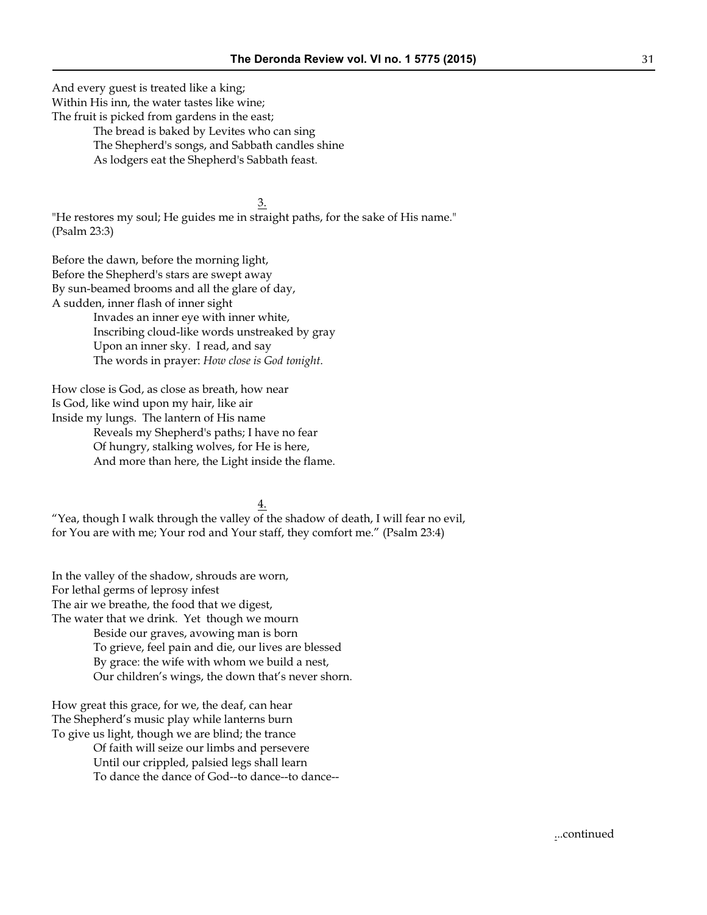And every guest is treated like a king;  
Within His inn, the water tastes like wine;  
The fruit is picked from gardens in the east;  
    The bread is baked by Levites who can sing  
    The Shepherd's songs, and Sabbath candles shine  
    As lodgers eat the Shepherd's Sabbath feast.

3.

"He restores my soul; He guides me in straight paths, for the sake of His name." (Psalm 23:3)

Before the dawn, before the morning light,  
Before the Shepherd's stars are swept away  
By sun-beamed brooms and all the glare of day,  
A sudden, inner flash of inner sight  
    Invades an inner eye with inner white,  
    Inscribing cloud-like words unstreaked by gray  
    Upon an inner sky. I read, and say  
    The words in prayer: *How close is God tonight.*

How close is God, as close as breath, how near  
Is God, like wind upon my hair, like air  
Inside my lungs. The lantern of His name  
    Reveals my Shepherd's paths; I have no fear  
    Of hungry, stalking wolves, for He is here,  
    And more than here, the Light inside the flame.

4.

"Yea, though I walk through the valley of the shadow of death, I will fear no evil, for You are with me; Your rod and Your staff, they comfort me." (Psalm 23:4)

In the valley of the shadow, shrouds are worn,  
For lethal germs of leprosy infest  
The air we breathe, the food that we digest,  
The water that we drink. Yet though we mourn  
    Beside our graves, avowing man is born  
    To grieve, feel pain and die, our lives are blessed  
    By grace: the wife with whom we build a nest,  
    Our children's wings, the down that's never shorn.

How great this grace, for we, the deaf, can hear  
The Shepherd's music play while lanterns burn  
To give us light, though we are blind; the trance  
    Of faith will seize our limbs and persevere  
    Until our crippled, palsied legs shall learn  
    To dance the dance of God--to dance--to dance--

...continued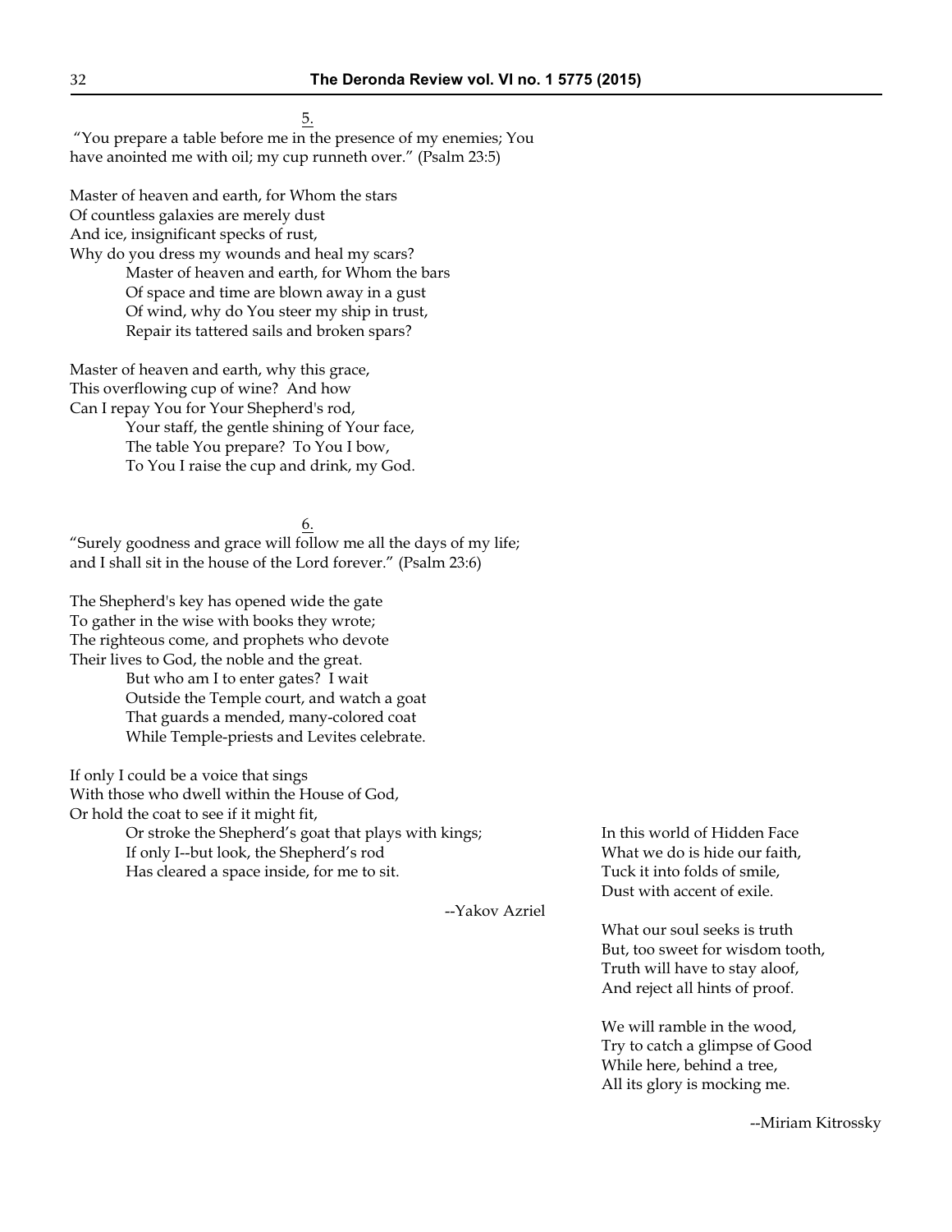5.

"You prepare a table before me in the presence of my enemies; You have anointed me with oil; my cup runneth over." (Psalm 23:5)

Master of heaven and earth, for Whom the stars  
Of countless galaxies are merely dust  
And ice, insignificant specks of rust,  
Why do you dress my wounds and heal my scars?  
        Master of heaven and earth, for Whom the bars  
        Of space and time are blown away in a gust  
        Of wind, why do You steer my ship in trust,  
        Repair its tattered sails and broken spars?

Master of heaven and earth, why this grace,  
This overflowing cup of wine? And how  
Can I repay You for Your Shepherd's rod,  
        Your staff, the gentle shining of Your face,  
        The table You prepare? To You I bow,  
        To You I raise the cup and drink, my God.

6.

"Surely goodness and grace will follow me all the days of my life; and I shall sit in the house of the Lord forever." (Psalm 23:6)

The Shepherd's key has opened wide the gate  
To gather in the wise with books they wrote;  
The righteous come, and prophets who devote  
Their lives to God, the noble and the great.  
        But who am I to enter gates? I wait  
        Outside the Temple court, and watch a goat  
        That guards a mended, many-colored coat  
        While Temple-priests and Levites celebrate.

If only I could be a voice that sings  
With those who dwell within the House of God,  
Or hold the coat to see if it might fit,  
        Or stroke the Shepherd's goat that plays with kings;  
        If only I--but look, the Shepherd's rod  
        Has cleared a space inside, for me to sit.

--Yakov Azriel

In this world of Hidden Face  
What we do is hide our faith,  
Tuck it into folds of smile,  
Dust with accent of exile.

What our soul seeks is truth  
But, too sweet for wisdom tooth,  
Truth will have to stay aloof,  
And reject all hints of proof.

We will ramble in the wood,  
Try to catch a glimpse of Good  
While here, behind a tree,  
All its glory is mocking me.

--Miriam Kitrossky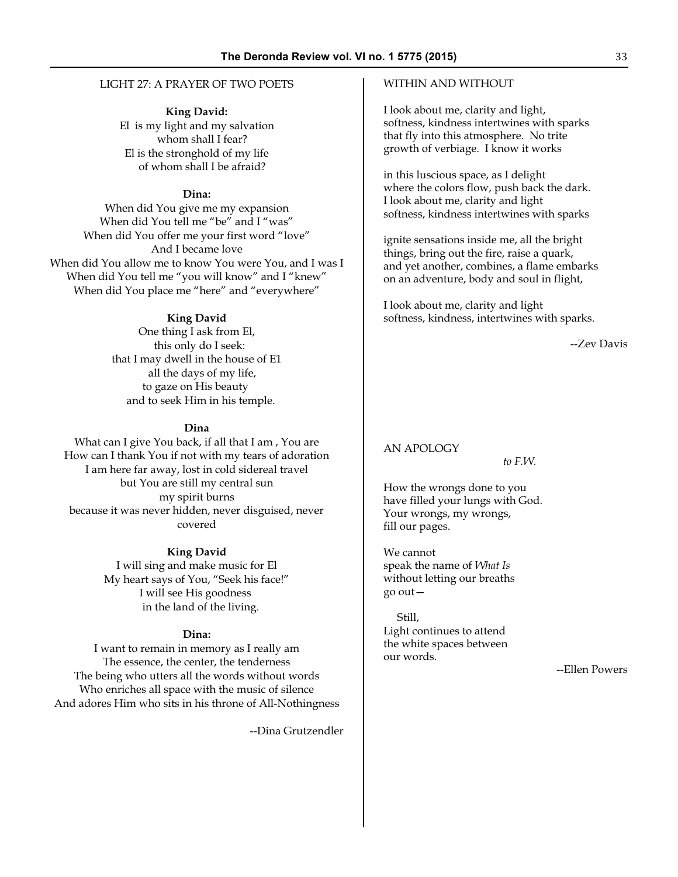## LIGHT 27: A PRAYER OF TWO POETS

**King David:**

El is my light and my salvation
whom shall I fear?
El is the stronghold of my life
of whom shall I be afraid?

**Dina:**

When did You give me my expansion
When did You tell me "be" and I "was"
When did You offer me your first word "love"
And I became love
When did You allow me to know You were You, and I was I
When did You tell me "you will know" and I "knew"
When did You place me "here" and "everywhere"

**King David**

One thing I ask from El,
this only do I seek:
that I may dwell in the house of E1
all the days of my life,
to gaze on His beauty
and to seek Him in his temple.

**Dina**

What can I give You back, if all that I am , You are
How can I thank You if not with my tears of adoration
I am here far away, lost in cold sidereal travel
but You are still my central sun
my spirit burns
because it was never hidden, never disguised, never covered

**King David**

I will sing and make music for El
My heart says of You, "Seek his face!"
I will see His goodness
in the land of the living.

**Dina:**

I want to remain in memory as I really am
The essence, the center, the tenderness
The being who utters all the words without words
Who enriches all space with the music of silence
And adores Him who sits in his throne of All-Nothingness

--Dina Grutzendler

## WITHIN AND WITHOUT

I look about me, clarity and light,
softness, kindness intertwines with sparks
that fly into this atmosphere. No trite
growth of verbiage. I know it works

in this luscious space, as I delight
where the colors flow, push back the dark.
I look about me, clarity and light
softness, kindness intertwines with sparks

ignite sensations inside me, all the bright
things, bring out the fire, raise a quark,
and yet another, combines, a flame embarks
on an adventure, body and soul in flight,

I look about me, clarity and light
softness, kindness, intertwines with sparks.

--Zev Davis

## AN APOLOGY

*to F.W.*

How the wrongs done to you
have filled your lungs with God.
Your wrongs, my wrongs,
fill our pages.

We cannot
speak the name of *What Is*
without letting our breaths
go out—

Still,
Light continues to attend
the white spaces between
our words.

--Ellen Powers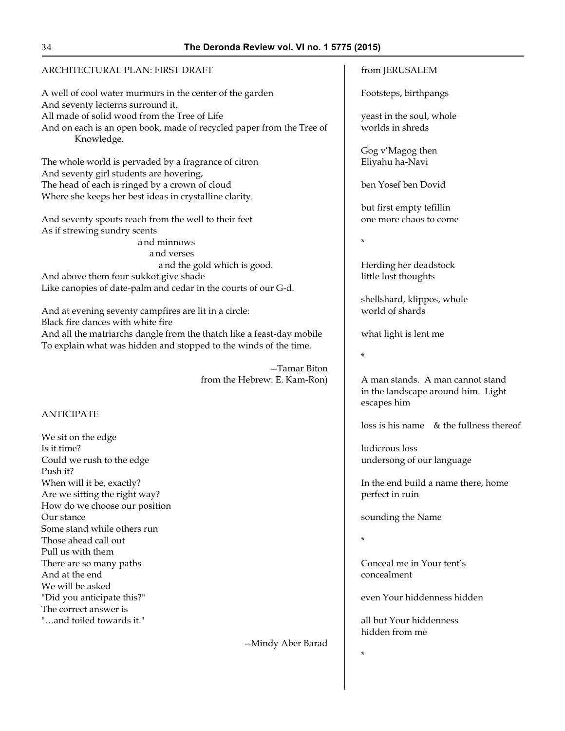ARCHITECTURAL PLAN: FIRST DRAFT

A well of cool water murmurs in the center of the garden
And seventy lecterns surround it,
All made of solid wood from the Tree of Life
And on each is an open book, made of recycled paper from the Tree of
Knowledge.

The whole world is pervaded by a fragrance of citron
And seventy girl students are hovering,
The head of each is ringed by a crown of cloud
Where she keeps her best ideas in crystalline clarity.

And seventy spouts reach from the well to their feet
As if strewing sundry scents
and minnows
and verses
and the gold which is good.
And above them four sukkot give shade
Like canopies of date-palm and cedar in the courts of our G-d.

And at evening seventy campfires are lit in a circle:
Black fire dances with white fire
And all the matriarchs dangle from the thatch like a feast-day mobile
To explain what was hidden and stopped to the winds of the time.

--Tamar Biton
from the Hebrew: E. Kam-Ron)

ANTICIPATE

We sit on the edge
Is it time?
Could we rush to the edge
Push it?
When will it be, exactly?
Are we sitting the right way?
How do we choose our position
Our stance
Some stand while others run
Those ahead call out
Pull us with them
There are so many paths
And at the end
We will be asked
"Did you anticipate this?"
The correct answer is
"…and toiled towards it."

--Mindy Aber Barad

from JERUSALEM

Footsteps, birthpangs

yeast in the soul, whole
worlds in shreds

Gog v'Magog then
Eliyahu ha-Navi

ben Yosef ben Dovid

but first empty tefillin
one more chaos to come

*

Herding her deadstock
little lost thoughts

shellshard, klippos, whole
world of shards

what light is lent me

*

A man stands. A man cannot stand
in the landscape around him. Light
escapes him

loss is his name & the fullness thereof

ludicrous loss
undersong of our language

In the end build a name there, home
perfect in ruin

sounding the Name

*

Conceal me in Your tent's
concealment

even Your hiddenness hidden

all but Your hiddenness
hidden from me

*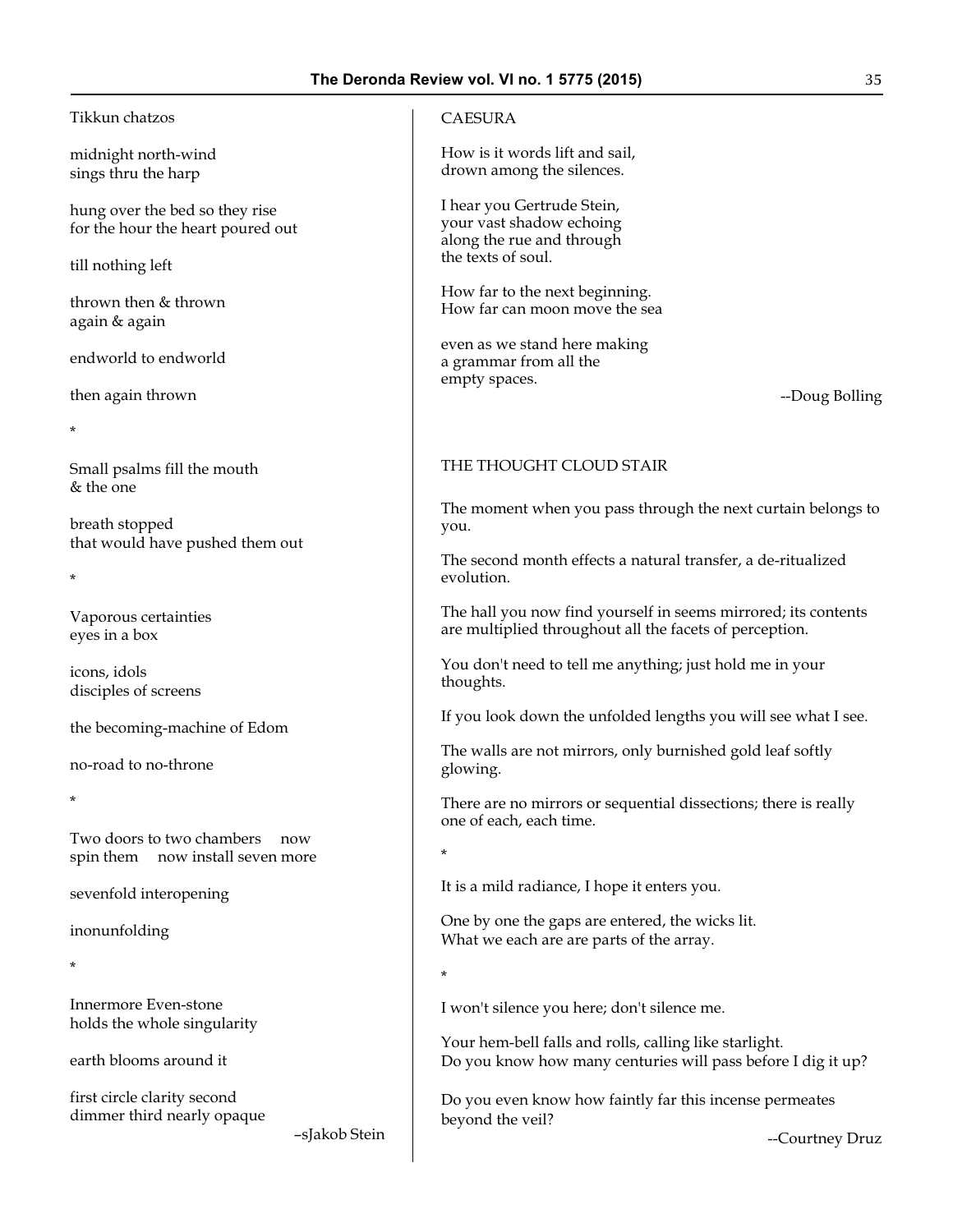Tikkun chatzos

midnight north-wind
sings thru the harp

hung over the bed so they rise
for the hour the heart poured out

till nothing left

thrown then & thrown
again & again

endworld to endworld

then again thrown

*

Small psalms fill the mouth
& the one

breath stopped
that would have pushed them out

*

Vaporous certainties
eyes in a box

icons, idols
disciples of screens

the becoming-machine of Edom

no-road to no-throne

*

Two doors to two chambers     now
spin them     now install seven more

sevenfold interopening

inonunfolding

*

Innermore Even-stone
holds the whole singularity

earth blooms around it

first circle clarity second
dimmer third nearly opaque

–sJakob Stein

CAESURA

How is it words lift and sail,
drown among the silences.

I hear you Gertrude Stein,
your vast shadow echoing
along the rue and through
the texts of soul.

How far to the next beginning.
How far can moon move the sea

even as we stand here making
a grammar from all the
empty spaces.

--Doug Bolling

THE THOUGHT CLOUD STAIR

The moment when you pass through the next curtain belongs to you.

The second month effects a natural transfer, a de-ritualized evolution.

The hall you now find yourself in seems mirrored; its contents are multiplied throughout all the facets of perception.

You don't need to tell me anything; just hold me in your thoughts.

If you look down the unfolded lengths you will see what I see.

The walls are not mirrors, only burnished gold leaf softly glowing.

There are no mirrors or sequential dissections; there is really one of each, each time.

*

It is a mild radiance, I hope it enters you.

One by one the gaps are entered, the wicks lit.
What we each are are parts of the array.

*

I won't silence you here; don't silence me.

Your hem-bell falls and rolls, calling like starlight.
Do you know how many centuries will pass before I dig it up?

Do you even know how faintly far this incense permeates beyond the veil?

--Courtney Druz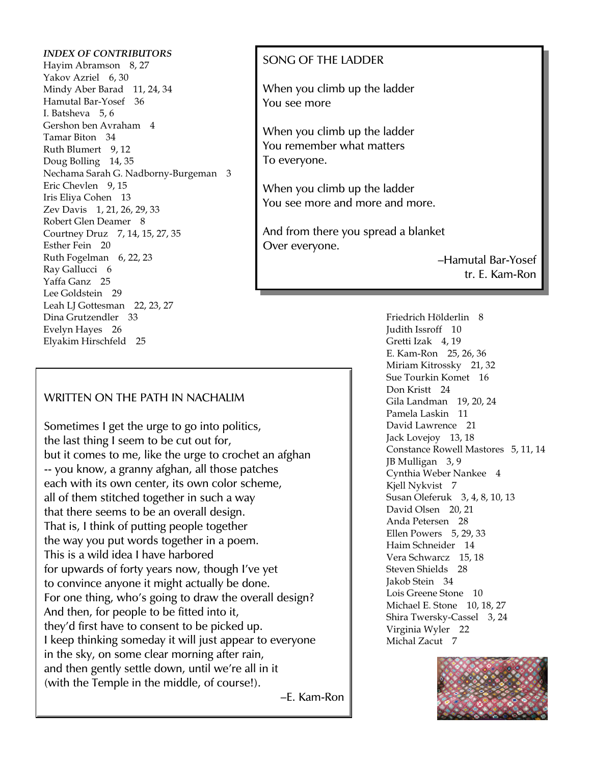*INDEX OF CONTRIBUTORS*

Hayim Abramson 8, 27
Yakov Azriel 6, 30
Mindy Aber Barad 11, 24, 34
Hamutal Bar-Yosef 36
I. Batsheva 5, 6
Gershon ben Avraham 4
Tamar Biton 34
Ruth Blumert 9, 12
Doug Bolling 14, 35
Nechama Sarah G. Nadborny-Burgeman 3
Eric Chevlen 9, 15
Iris Eliya Cohen 13
Zev Davis 1, 21, 26, 29, 33
Robert Glen Deamer 8
Courtney Druz 7, 14, 15, 27, 35
Esther Fein 20
Ruth Fogelman 6, 22, 23
Ray Gallucci 6
Yaffa Ganz 25
Lee Goldstein 29
Leah LJ Gottesman 22, 23, 27
Dina Grutzendler 33
Evelyn Hayes 26
Elyakim Hirschfeld 25
Friedrich Hölderlin 8
Judith Issroff 10
Gretti Izak 4, 19
E. Kam-Ron 25, 26, 36
Miriam Kitrossky 21, 32
Sue Tourkin Komet 16
Don Kristt 24
Gila Landman 19, 20, 24
Pamela Laskin 11
David Lawrence 21
Jack Lovejoy 13, 18
Constance Rowell Mastores 5, 11, 14
JB Mulligan 3, 9
Cynthia Weber Nankee 4
Kjell Nykvist 7
Susan Oleferuk 3, 4, 8, 10, 13
David Olsen 20, 21
Anda Petersen 28
Ellen Powers 5, 29, 33
Haim Schneider 14
Vera Schwarcz 15, 18
Steven Shields 28
Jakob Stein 34
Lois Greene Stone 10
Michael E. Stone 10, 18, 27
Shira Twersky-Cassel 3, 24
Virginia Wyler 22
Michal Zacut 7

## SONG OF THE LADDER

When you climb up the ladder
You see more

When you climb up the ladder
You remember what matters
To everyone.

When you climb up the ladder
You see more and more and more.

And from there you spread a blanket
Over everyone.

–Hamutal Bar-Yosef
tr. E. Kam-Ron

## WRITTEN ON THE PATH IN NACHALIM

Sometimes I get the urge to go into politics,
the last thing I seem to be cut out for,
but it comes to me, like the urge to crochet an afghan
-- you know, a granny afghan, all those patches
each with its own center, its own color scheme,
all of them stitched together in such a way
that there seems to be an overall design.
That is, I think of putting people together
the way you put words together in a poem.
This is a wild idea I have harbored
for upwards of forty years now, though I've yet
to convince anyone it might actually be done.
For one thing, who's going to draw the overall design?
And then, for people to be fitted into it,
they'd first have to consent to be picked up.
I keep thinking someday it will just appear to everyone
in the sky, on some clear morning after rain,
and then gently settle down, until we're all in it
(with the Temple in the middle, of course!).

–E. Kam-Ron